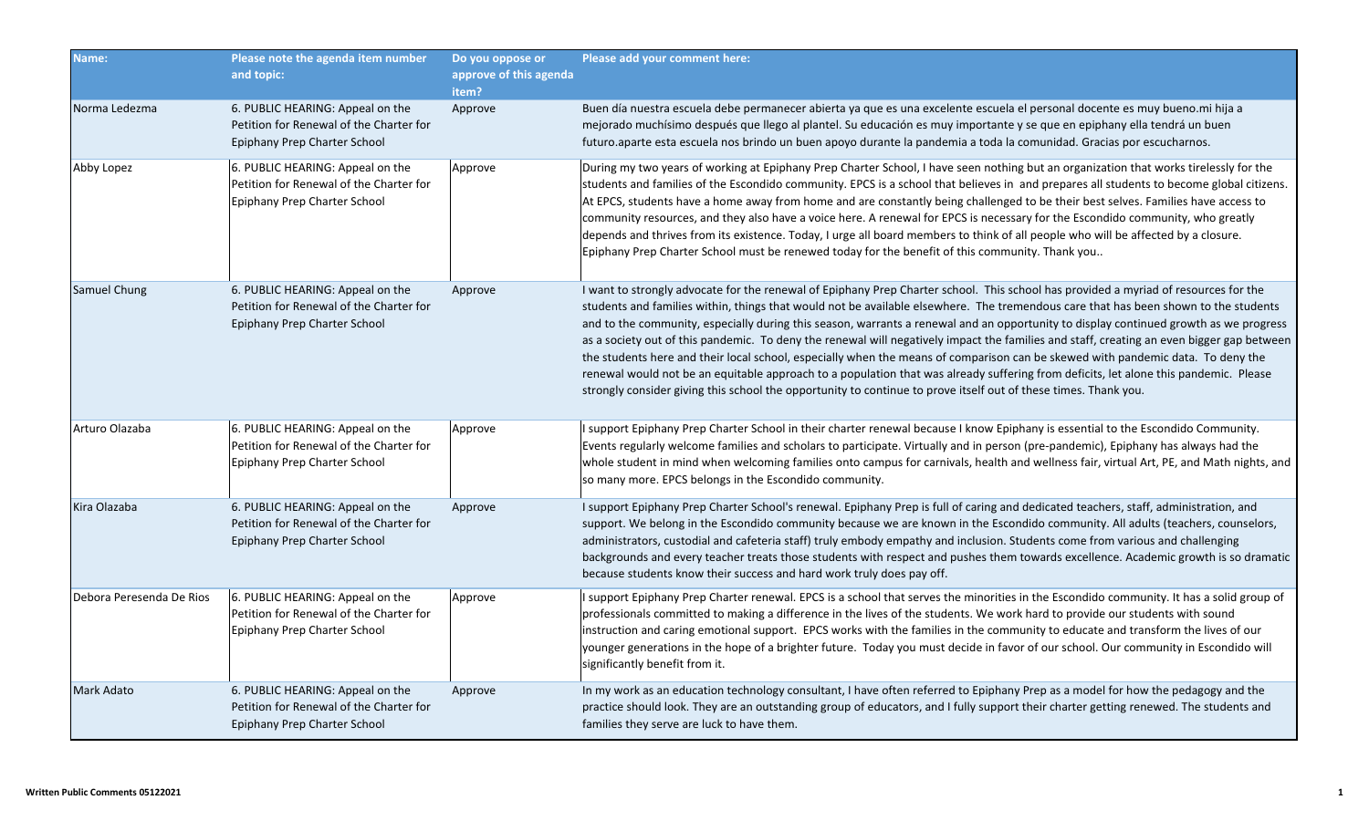| Name: | Please note the agenda item number and topic: | Do you oppose or approve of this agenda item? | Please add your comment here: |
|---|---|---|---|
| Norma Ledezma | 6. PUBLIC HEARING: Appeal on the Petition for Renewal of the Charter for Epiphany Prep Charter School | Approve | Buen día nuestra escuela debe permanecer abierta ya que es una excelente escuela el personal docente es muy bueno.mi hija a mejorado muchísimo después que llego al plantel. Su educación es muy importante y se que en epiphany ella tendrá un buen futuro.aparte esta escuela nos brindo un buen apoyo durante la pandemia a toda la comunidad. Gracias por escucharnos. |
| Abby Lopez | 6. PUBLIC HEARING: Appeal on the Petition for Renewal of the Charter for Epiphany Prep Charter School | Approve | During my two years of working at Epiphany Prep Charter School, I have seen nothing but an organization that works tirelessly for the students and families of the Escondido community. EPCS is a school that believes in and prepares all students to become global citizens. At EPCS, students have a home away from home and are constantly being challenged to be their best selves. Families have access to community resources, and they also have a voice here. A renewal for EPCS is necessary for the Escondido community, who greatly depends and thrives from its existence. Today, I urge all board members to think of all people who will be affected by a closure. Epiphany Prep Charter School must be renewed today for the benefit of this community. Thank you.. |
| Samuel Chung | 6. PUBLIC HEARING: Appeal on the Petition for Renewal of the Charter for Epiphany Prep Charter School | Approve | I want to strongly advocate for the renewal of Epiphany Prep Charter school. This school has provided a myriad of resources for the students and families within, things that would not be available elsewhere. The tremendous care that has been shown to the students and to the community, especially during this season, warrants a renewal and an opportunity to display continued growth as we progress as a society out of this pandemic. To deny the renewal will negatively impact the families and staff, creating an even bigger gap between the students here and their local school, especially when the means of comparison can be skewed with pandemic data. To deny the renewal would not be an equitable approach to a population that was already suffering from deficits, let alone this pandemic. Please strongly consider giving this school the opportunity to continue to prove itself out of these times. Thank you. |
| Arturo Olazaba | 6. PUBLIC HEARING: Appeal on the Petition for Renewal of the Charter for Epiphany Prep Charter School | Approve | I support Epiphany Prep Charter School in their charter renewal because I know Epiphany is essential to the Escondido Community. Events regularly welcome families and scholars to participate. Virtually and in person (pre-pandemic), Epiphany has always had the whole student in mind when welcoming families onto campus for carnivals, health and wellness fair, virtual Art, PE, and Math nights, and so many more. EPCS belongs in the Escondido community. |
| Kira Olazaba | 6. PUBLIC HEARING: Appeal on the Petition for Renewal of the Charter for Epiphany Prep Charter School | Approve | I support Epiphany Prep Charter School's renewal. Epiphany Prep is full of caring and dedicated teachers, staff, administration, and support. We belong in the Escondido community because we are known in the Escondido community. All adults (teachers, counselors, administrators, custodial and cafeteria staff) truly embody empathy and inclusion. Students come from various and challenging backgrounds and every teacher treats those students with respect and pushes them towards excellence. Academic growth is so dramatic because students know their success and hard work truly does pay off. |
| Debora Peresenda De Rios | 6. PUBLIC HEARING: Appeal on the Petition for Renewal of the Charter for Epiphany Prep Charter School | Approve | I support Epiphany Prep Charter renewal. EPCS is a school that serves the minorities in the Escondido community. It has a solid group of professionals committed to making a difference in the lives of the students. We work hard to provide our students with sound instruction and caring emotional support. EPCS works with the families in the community to educate and transform the lives of our younger generations in the hope of a brighter future. Today you must decide in favor of our school. Our community in Escondido will significantly benefit from it. |
| Mark Adato | 6. PUBLIC HEARING: Appeal on the Petition for Renewal of the Charter for Epiphany Prep Charter School | Approve | In my work as an education technology consultant, I have often referred to Epiphany Prep as a model for how the pedagogy and the practice should look. They are an outstanding group of educators, and I fully support their charter getting renewed. The students and families they serve are luck to have them. |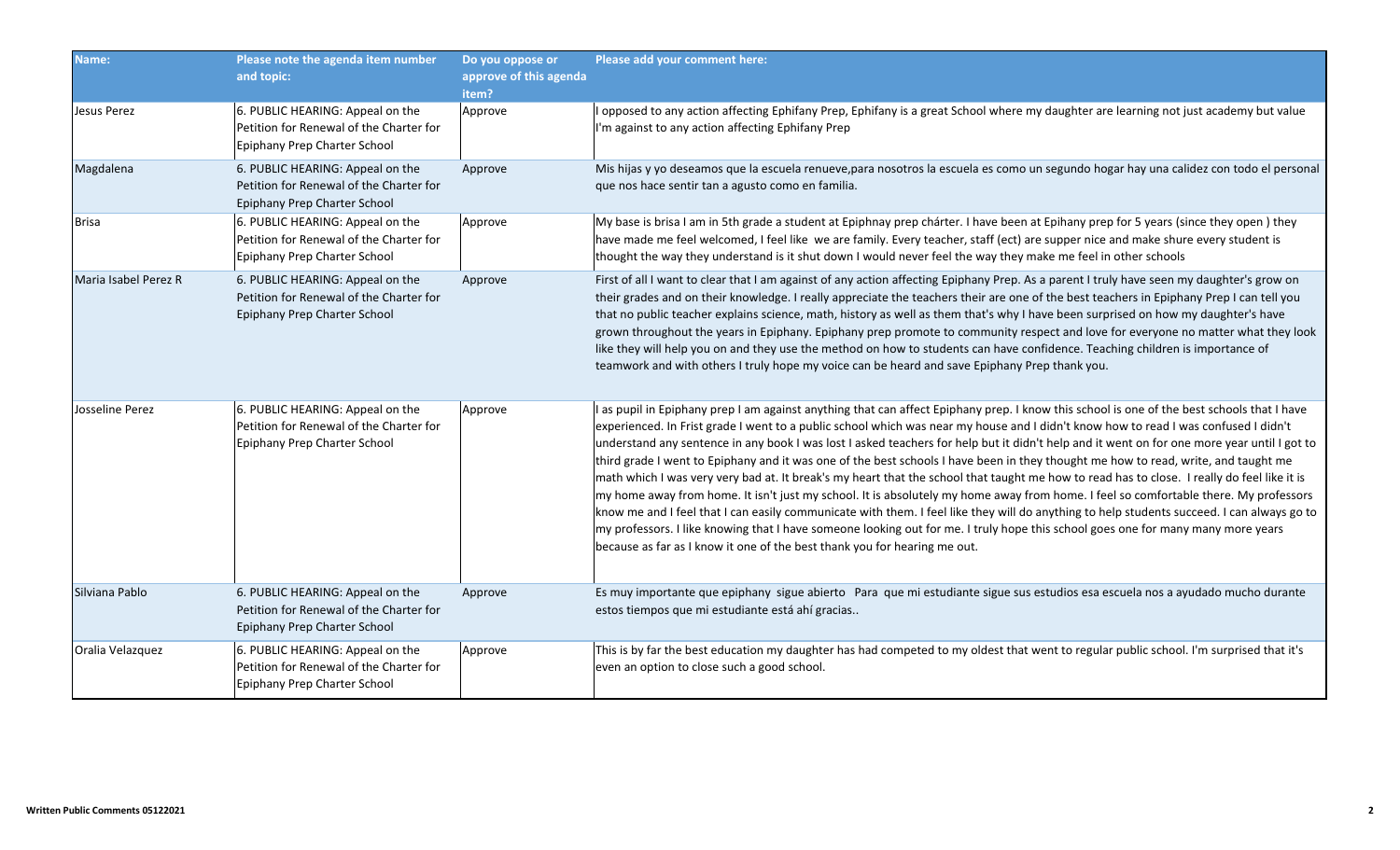| Name: | Please note the agenda item number and topic: | Do you oppose or approve of this agenda item? | Please add your comment here: |
|---|---|---|---|
| Jesus Perez | 6. PUBLIC HEARING: Appeal on the Petition for Renewal of the Charter for Epiphany Prep Charter School | Approve | I opposed to any action affecting Ephifany Prep, Ephifany is a great School where my daughter are learning not just academy but value I'm against to any action affecting Ephifany Prep |
| Magdalena | 6. PUBLIC HEARING: Appeal on the Petition for Renewal of the Charter for Epiphany Prep Charter School | Approve | Mis hijas y yo deseamos que la escuela renueve,para nosotros la escuela es como un segundo hogar hay una calidez con todo el personal que nos hace sentir tan a agusto como en familia. |
| Brisa | 6. PUBLIC HEARING: Appeal on the Petition for Renewal of the Charter for Epiphany Prep Charter School | Approve | My base is brisa I am in 5th grade a student at Epiphnay prep chárter. I have been at Epihany prep for 5 years (since they open ) they have made me feel welcomed, I feel like we are family. Every teacher, staff (ect) are supper nice and make shure every student is thought the way they understand is it shut down I would never feel the way they make me feel in other schools |
| Maria Isabel Perez R | 6. PUBLIC HEARING: Appeal on the Petition for Renewal of the Charter for Epiphany Prep Charter School | Approve | First of all I want to clear that I am against of any action affecting Epiphany Prep. As a parent I truly have seen my daughter's grow on their grades and on their knowledge. I really appreciate the teachers their are one of the best teachers in Epiphany Prep I can tell you that no public teacher explains science, math, history as well as them that's why I have been surprised on how my daughter's have grown throughout the years in Epiphany. Epiphany prep promote to community respect and love for everyone no matter what they look like they will help you on and they use the method on how to students can have confidence. Teaching children is importance of teamwork and with others I truly hope my voice can be heard and save Epiphany Prep thank you. |
| Josseline Perez | 6. PUBLIC HEARING: Appeal on the Petition for Renewal of the Charter for Epiphany Prep Charter School | Approve | I as pupil in Epiphany prep I am against anything that can affect Epiphany prep. I know this school is one of the best schools that I have experienced. In Frist grade I went to a public school which was near my house and I didn't know how to read I was confused I didn't understand any sentence in any book I was lost I asked teachers for help but it didn't help and it went on for one more year until I got to third grade I went to Epiphany and it was one of the best schools I have been in they thought me how to read, write, and taught me math which I was very very bad at. It break's my heart that the school that taught me how to read has to close. I really do feel like it is my home away from home. It isn't just my school. It is absolutely my home away from home. I feel so comfortable there. My professors know me and I feel that I can easily communicate with them. I feel like they will do anything to help students succeed. I can always go to my professors. I like knowing that I have someone looking out for me. I truly hope this school goes one for many many more years because as far as I know it one of the best thank you for hearing me out. |
| Silviana Pablo | 6. PUBLIC HEARING: Appeal on the Petition for Renewal of the Charter for Epiphany Prep Charter School | Approve | Es muy importante que epiphany sigue abierto Para que mi estudiante sigue sus estudios esa escuela nos a ayudado mucho durante estos tiempos que mi estudiante está ahí gracias.. |
| Oralia Velazquez | 6. PUBLIC HEARING: Appeal on the Petition for Renewal of the Charter for Epiphany Prep Charter School | Approve | This is by far the best education my daughter has had competed to my oldest that went to regular public school. I'm surprised that it's even an option to close such a good school. |

Written Public Comments 05122021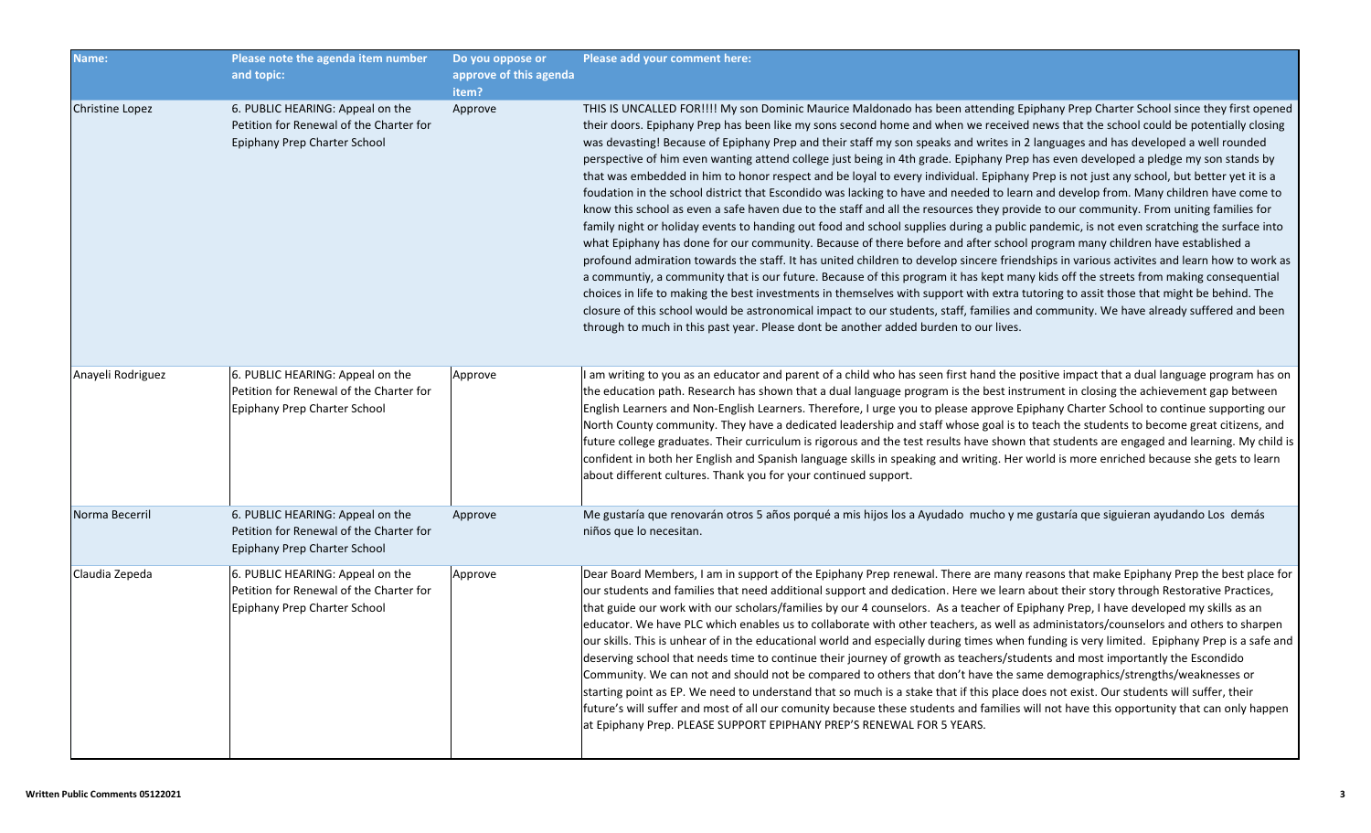| Name: | Please note the agenda item number and topic: | Do you oppose or approve of this agenda item? | Please add your comment here: |
|---|---|---|---|
| Christine Lopez | 6. PUBLIC HEARING: Appeal on the Petition for Renewal of the Charter for Epiphany Prep Charter School | Approve | THIS IS UNCALLED FOR!!!! My son Dominic Maurice Maldonado has been attending Epiphany Prep Charter School since they first opened their doors. Epiphany Prep has been like my sons second home and when we received news that the school could be potentially closing was devasting! Because of Epiphany Prep and their staff my son speaks and writes in 2 languages and has developed a well rounded perspective of him even wanting attend college just being in 4th grade. Epiphany Prep has even developed a pledge my son stands by that was embedded in him to honor respect and be loyal to every individual. Epiphany Prep is not just any school, but better yet it is a foudation in the school district that Escondido was lacking to have and needed to learn and develop from. Many children have come to know this school as even a safe haven due to the staff and all the resources they provide to our community. From uniting families for family night or holiday events to handing out food and school supplies during a public pandemic, is not even scratching the surface into what Epiphany has done for our community. Because of there before and after school program many children have established a profound admiration towards the staff. It has united children to develop sincere friendships in various activites and learn how to work as a communtiy, a community that is our future. Because of this program it has kept many kids off the streets from making consequential choices in life to making the best investments in themselves with support with extra tutoring to assit those that might be behind. The closure of this school would be astronomical impact to our students, staff, families and community. We have already suffered and been through to much in this past year. Please dont be another added burden to our lives. |
| Anayeli Rodriguez | 6. PUBLIC HEARING: Appeal on the Petition for Renewal of the Charter for Epiphany Prep Charter School | Approve | I am writing to you as an educator and parent of a child who has seen first hand the positive impact that a dual language program has on the education path. Research has shown that a dual language program is the best instrument in closing the achievement gap between English Learners and Non-English Learners. Therefore, I urge you to please approve Epiphany Charter School to continue supporting our North County community. They have a dedicated leadership and staff whose goal is to teach the students to become great citizens, and future college graduates. Their curriculum is rigorous and the test results have shown that students are engaged and learning. My child is confident in both her English and Spanish language skills in speaking and writing. Her world is more enriched because she gets to learn about different cultures. Thank you for your continued support. |
| Norma Becerril | 6. PUBLIC HEARING: Appeal on the Petition for Renewal of the Charter for Epiphany Prep Charter School | Approve | Me gustaría que renovarán otros 5 años porqué a mis hijos los a Ayudado mucho y me gustaría que siguieran ayudando Los demás niños que lo necesitan. |
| Claudia Zepeda | 6. PUBLIC HEARING: Appeal on the Petition for Renewal of the Charter for Epiphany Prep Charter School | Approve | Dear Board Members, I am in support of the Epiphany Prep renewal. There are many reasons that make Epiphany Prep the best place for our students and families that need additional support and dedication. Here we learn about their story through Restorative Practices, that guide our work with our scholars/families by our 4 counselors. As a teacher of Epiphany Prep, I have developed my skills as an educator. We have PLC which enables us to collaborate with other teachers, as well as administators/counselors and others to sharpen our skills. This is unhear of in the educational world and especially during times when funding is very limited. Epiphany Prep is a safe and deserving school that needs time to continue their journey of growth as teachers/students and most importantly the Escondido Community. We can not and should not be compared to others that don't have the same demographics/strengths/weaknesses or starting point as EP. We need to understand that so much is a stake that if this place does not exist. Our students will suffer, their future's will suffer and most of all our comunity because these students and families will not have this opportunity that can only happen at Epiphany Prep. PLEASE SUPPORT EPIPHANY PREP'S RENEWAL FOR 5 YEARS. |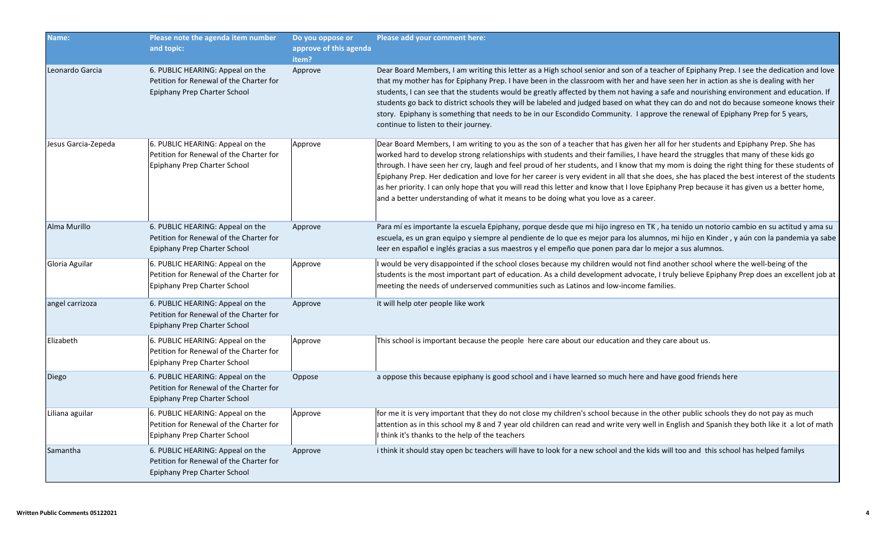| Name: | Please note the agenda item number and topic: | Do you oppose or approve of this agenda item? | Please add your comment here: |
|---|---|---|---|
| Leonardo Garcia | 6. PUBLIC HEARING: Appeal on the Petition for Renewal of the Charter for Epiphany Prep Charter School | Approve | Dear Board Members, I am writing this letter as a High school senior and son of a teacher of Epiphany Prep. I see the dedication and love that my mother has for Epiphany Prep. I have been in the classroom with her and have seen her in action as she is dealing with her students, I can see that the students would be greatly affected by them not having a safe and nourishing environment and education. If students go back to district schools they will be labeled and judged based on what they can do and not do because someone knows their story. Epiphany is something that needs to be in our Escondido Community. I approve the renewal of Epiphany Prep for 5 years, continue to listen to their journey. |
| Jesus Garcia-Zepeda | 6. PUBLIC HEARING: Appeal on the Petition for Renewal of the Charter for Epiphany Prep Charter School | Approve | Dear Board Members, I am writing to you as the son of a teacher that has given her all for her students and Epiphany Prep. She has worked hard to develop strong relationships with students and their families, I have heard the struggles that many of these kids go through. I have seen her cry, laugh and feel proud of her students, and I know that my mom is doing the right thing for these students of Epiphany Prep. Her dedication and love for her career is very evident in all that she does, she has placed the best interest of the students as her priority. I can only hope that you will read this letter and know that I love Epiphany Prep because it has given us a better home, and a better understanding of what it means to be doing what you love as a career. |
| Alma Murillo | 6. PUBLIC HEARING: Appeal on the Petition for Renewal of the Charter for Epiphany Prep Charter School | Approve | Para mí es importante la escuela Epiphany, porque desde que mi hijo ingreso en TK , ha tenido un notorio cambio en su actitud y ama su escuela, es un gran equipo y siempre al pendiente de lo que es mejor para los alumnos, mi hijo en Kinder , y aún con la pandemia ya sabe leer en español e inglés gracias a sus maestros y el empeño que ponen para dar lo mejor a sus alumnos. |
| Gloria Aguilar | 6. PUBLIC HEARING: Appeal on the Petition for Renewal of the Charter for Epiphany Prep Charter School | Approve | I would be very disappointed if the school closes because my children would not find another school where the well-being of the students is the most important part of education. As a child development advocate, I truly believe Epiphany Prep does an excellent job at meeting the needs of underserved communities such as Latinos and low-income families. |
| angel carrizoza | 6. PUBLIC HEARING: Appeal on the Petition for Renewal of the Charter for Epiphany Prep Charter School | Approve | it will help oter people like work |
| Elizabeth | 6. PUBLIC HEARING: Appeal on the Petition for Renewal of the Charter for Epiphany Prep Charter School | Approve | This school is important because the people here care about our education and they care about us. |
| Diego | 6. PUBLIC HEARING: Appeal on the Petition for Renewal of the Charter for Epiphany Prep Charter School | Oppose | a oppose this because epiphany is good school and i have learned so much here and have good friends here |
| Liliana aguilar | 6. PUBLIC HEARING: Appeal on the Petition for Renewal of the Charter for Epiphany Prep Charter School | Approve | for me it is very important that they do not close my children's school because in the other public schools they do not pay as much attention as in this school my 8 and 7 year old children can read and write very well in English and Spanish they both like it a lot of math I think it's thanks to the help of the teachers |
| Samantha | 6. PUBLIC HEARING: Appeal on the Petition for Renewal of the Charter for Epiphany Prep Charter School | Approve | i think it should stay open bc teachers will have to look for a new school and the kids will too and this school has helped familys |

Written Public Comments 05122021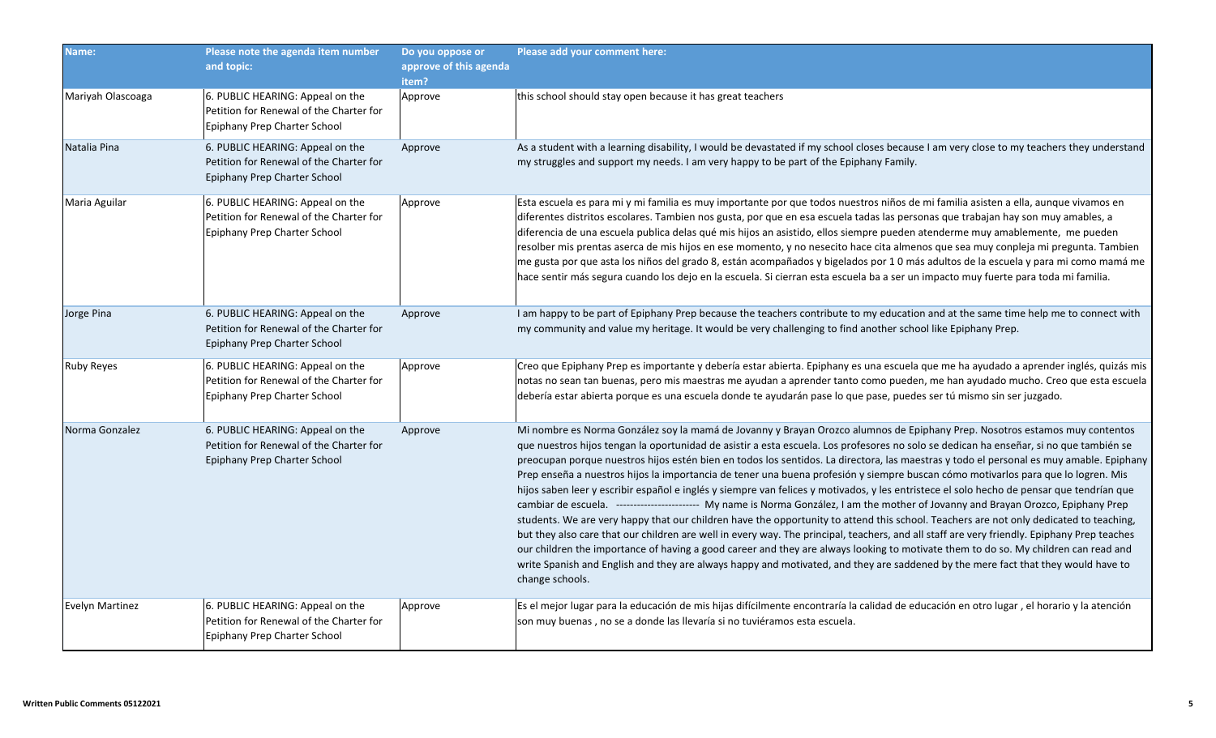| Name: | Please note the agenda item number and topic: | Do you oppose or approve of this agenda item? | Please add your comment here: |
|---|---|---|---|
| Mariyah Olascoaga | 6. PUBLIC HEARING: Appeal on the Petition for Renewal of the Charter for Epiphany Prep Charter School | Approve | this school should stay open because it has great teachers |
| Natalia Pina | 6. PUBLIC HEARING: Appeal on the Petition for Renewal of the Charter for Epiphany Prep Charter School | Approve | As a student with a learning disability, I would be devastated if my school closes because I am very close to my teachers they understand my struggles and support my needs. I am very happy to be part of the Epiphany Family. |
| Maria Aguilar | 6. PUBLIC HEARING: Appeal on the Petition for Renewal of the Charter for Epiphany Prep Charter School | Approve | Esta escuela es para mi y mi familia es muy importante por que todos nuestros niños de mi familia asisten a ella, aunque vivamos en diferentes distritos escolares. Tambien nos gusta, por que en esa escuela tadas las personas que trabajan hay son muy amables, a diferencia de una escuela publica delas qué mis hijos an asistido, ellos siempre pueden atenderme muy amablemente, me pueden resolber mis prentas aserca de mis hijos en ese momento, y no nesecito hace cita almenos que sea muy conpleja mi pregunta. Tambien me gusta por que asta los niños del grado 8, están acompañados y bigelados por 1 0 más adultos de la escuela y para mi como mamá me hace sentir más segura cuando los dejo en la escuela. Si cierran esta escuela ba a ser un impacto muy fuerte para toda mi familia. |
| Jorge Pina | 6. PUBLIC HEARING: Appeal on the Petition for Renewal of the Charter for Epiphany Prep Charter School | Approve | I am happy to be part of Epiphany Prep because the teachers contribute to my education and at the same time help me to connect with my community and value my heritage. It would be very challenging to find another school like Epiphany Prep. |
| Ruby Reyes | 6. PUBLIC HEARING: Appeal on the Petition for Renewal of the Charter for Epiphany Prep Charter School | Approve | Creo que Epiphany Prep es importante y debería estar abierta. Epiphany es una escuela que me ha ayudado a aprender inglés, quizás mis notas no sean tan buenas, pero mis maestras me ayudan a aprender tanto como pueden, me han ayudado mucho. Creo que esta escuela debería estar abierta porque es una escuela donde te ayudarán pase lo que pase, puedes ser tú mismo sin ser juzgado. |
| Norma Gonzalez | 6. PUBLIC HEARING: Appeal on the Petition for Renewal of the Charter for Epiphany Prep Charter School | Approve | Mi nombre es Norma González soy la mamá de Jovanny y Brayan Orozco alumnos de Epiphany Prep. Nosotros estamos muy contentos que nuestros hijos tengan la oportunidad de asistir a esta escuela. Los profesores no solo se dedican ha enseñar, si no que también se preocupan porque nuestros hijos estén bien en todos los sentidos. La directora, las maestras y todo el personal es muy amable. Epiphany Prep enseña a nuestros hijos la importancia de tener una buena profesión y siempre buscan cómo motivarlos para que lo logren. Mis hijos saben leer y escribir español e inglés y siempre van felices y motivados, y les entristece el solo hecho de pensar que tendrían que cambiar de escuela. ----------------------- My name is Norma González, I am the mother of Jovanny and Brayan Orozco, Epiphany Prep students. We are very happy that our children have the opportunity to attend this school. Teachers are not only dedicated to teaching, but they also care that our children are well in every way. The principal, teachers, and all staff are very friendly. Epiphany Prep teaches our children the importance of having a good career and they are always looking to motivate them to do so. My children can read and write Spanish and English and they are always happy and motivated, and they are saddened by the mere fact that they would have to change schools. |
| Evelyn Martinez | 6. PUBLIC HEARING: Appeal on the Petition for Renewal of the Charter for Epiphany Prep Charter School | Approve | Es el mejor lugar para la educación de mis hijas difícilmente encontraría la calidad de educación en otro lugar , el horario y la atención son muy buenas , no se a donde las llevaría si no tuviéramos esta escuela. |

Written Public Comments 05122021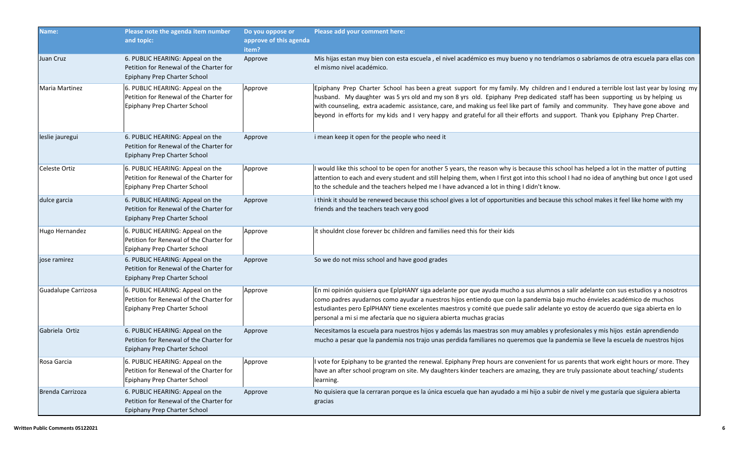| Name: | Please note the agenda item number and topic: | Do you oppose or approve of this agenda item? | Please add your comment here: |
|---|---|---|---|
| Juan Cruz | 6. PUBLIC HEARING: Appeal on the Petition for Renewal of the Charter for Epiphany Prep Charter School | Approve | Mis hijas estan muy bien con esta escuela , el nivel académico es muy bueno y no tendríamos o sabríamos de otra escuela para ellas con el mismo nivel académico. |
| Maria Martinez | 6. PUBLIC HEARING: Appeal on the Petition for Renewal of the Charter for Epiphany Prep Charter School | Approve | Epiphany Prep Charter School has been a great support for my family. My children and I endured a terrible lost last year by losing my husband. My daughter was 5 yrs old and my son 8 yrs old. Epiphany Prep dedicated staff has been supporting us by helping us with counseling, extra academic assistance, care, and making us feel like part of family and community. They have gone above and beyond in efforts for my kids and I very happy and grateful for all their efforts and support. Thank you Epiphany Prep Charter. |
| leslie jauregui | 6. PUBLIC HEARING: Appeal on the Petition for Renewal of the Charter for Epiphany Prep Charter School | Approve | i mean keep it open for the people who need it |
| Celeste Ortiz | 6. PUBLIC HEARING: Appeal on the Petition for Renewal of the Charter for Epiphany Prep Charter School | Approve | I would like this school to be open for another 5 years, the reason why is because this school has helped a lot in the matter of putting attention to each and every student and still helping them, when I first got into this school I had no idea of anything but once I got used to the schedule and the teachers helped me I have advanced a lot in thing I didn't know. |
| dulce garcia | 6. PUBLIC HEARING: Appeal on the Petition for Renewal of the Charter for Epiphany Prep Charter School | Approve | i think it should be renewed because this school gives a lot of opportunities and because this school makes it feel like home with my friends and the teachers teach very good |
| Hugo Hernandez | 6. PUBLIC HEARING: Appeal on the Petition for Renewal of the Charter for Epiphany Prep Charter School | Approve | it shouldnt close forever bc children and families need this for their kids |
| jose ramirez | 6. PUBLIC HEARING: Appeal on the Petition for Renewal of the Charter for Epiphany Prep Charter School | Approve | So we do not miss school and have good grades |
| Guadalupe Carrizosa | 6. PUBLIC HEARING: Appeal on the Petition for Renewal of the Charter for Epiphany Prep Charter School | Approve | En mi opinión quisiera que EplpHANY siga adelante por que ayuda mucho a sus alumnos a salir adelante con sus estudios y a nosotros como padres ayudarnos como ayudar a nuestros hijos entiendo que con la pandemia bajo mucho énvieles académico de muchos estudiantes pero EpIPHANY tiene excelentes maestros y comité que puede salir adelante yo estoy de acuerdo que siga abierta en lo personal a mi si me afectaría que no siguiera abierta muchas gracias |
| Gabriela Ortiz | 6. PUBLIC HEARING: Appeal on the Petition for Renewal of the Charter for Epiphany Prep Charter School | Approve | Necesitamos la escuela para nuestros hijos y además las maestras son muy amables y profesionales y mis hijos están aprendiendo mucho a pesar que la pandemia nos trajo unas perdida familiares no queremos que la pandemia se lleve la escuela de nuestros hijos |
| Rosa Garcia | 6. PUBLIC HEARING: Appeal on the Petition for Renewal of the Charter for Epiphany Prep Charter School | Approve | I vote for Epiphany to be granted the renewal. Epiphany Prep hours are convenient for us parents that work eight hours or more. They have an after school program on site. My daughters kinder teachers are amazing, they are truly passionate about teaching/ students learning. |
| Brenda Carrizoza | 6. PUBLIC HEARING: Appeal on the Petition for Renewal of the Charter for Epiphany Prep Charter School | Approve | No quisiera que la cerraran porque es la única escuela que han ayudado a mi hijo a subir de nivel y me gustaría que siguiera abierta gracias |

Written Public Comments 05122021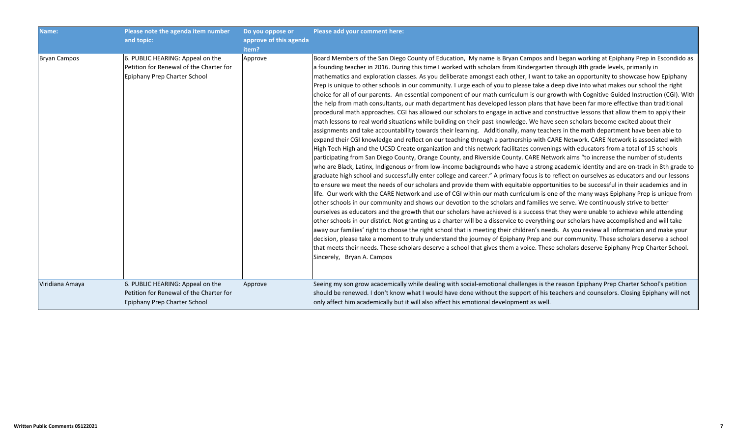| Name: | Please note the agenda item number and topic: | Do you oppose or approve of this agenda item? | Please add your comment here: |
| --- | --- | --- | --- |
| Bryan Campos | 6. PUBLIC HEARING: Appeal on the Petition for Renewal of the Charter for Epiphany Prep Charter School | Approve | Board Members of the San Diego County of Education, My name is Bryan Campos and I began working at Epiphany Prep in Escondido as a founding teacher in 2016. During this time I worked with scholars from Kindergarten through 8th grade levels, primarily in mathematics and exploration classes. As you deliberate amongst each other, I want to take an opportunity to showcase how Epiphany Prep is unique to other schools in our community. I urge each of you to please take a deep dive into what makes our school the right choice for all of our parents. An essential component of our math curriculum is our growth with Cognitive Guided Instruction (CGI). With the help from math consultants, our math department has developed lesson plans that have been far more effective than traditional procedural math approaches. CGI has allowed our scholars to engage in active and constructive lessons that allow them to apply their math lessons to real world situations while building on their past knowledge. We have seen scholars become excited about their assignments and take accountability towards their learning. Additionally, many teachers in the math department have been able to expand their CGI knowledge and reflect on our teaching through a partnership with CARE Network. CARE Network is associated with High Tech High and the UCSD Create organization and this network facilitates convenings with educators from a total of 15 schools participating from San Diego County, Orange County, and Riverside County. CARE Network aims "to increase the number of students who are Black, Latinx, Indigenous or from low-income backgrounds who have a strong academic identity and are on-track in 8th grade to graduate high school and successfully enter college and career." A primary focus is to reflect on ourselves as educators and our lessons to ensure we meet the needs of our scholars and provide them with equitable opportunities to be successful in their academics and in life. Our work with the CARE Network and use of CGI within our math curriculum is one of the many ways Epiphany Prep is unique from other schools in our community and shows our devotion to the scholars and families we serve. We continuously strive to better ourselves as educators and the growth that our scholars have achieved is a success that they were unable to achieve while attending other schools in our district. Not granting us a charter will be a disservice to everything our scholars have accomplished and will take away our families' right to choose the right school that is meeting their children's needs. As you review all information and make your decision, please take a moment to truly understand the journey of Epiphany Prep and our community. These scholars deserve a school that meets their needs. These scholars deserve a school that gives them a voice. These scholars deserve Epiphany Prep Charter School. Sincerely, Bryan A. Campos |
| Viridiana Amaya | 6. PUBLIC HEARING: Appeal on the Petition for Renewal of the Charter for Epiphany Prep Charter School | Approve | Seeing my son grow academically while dealing with social-emotional challenges is the reason Epiphany Prep Charter School's petition should be renewed. I don't know what I would have done without the support of his teachers and counselors. Closing Epiphany will not only affect him academically but it will also affect his emotional development as well. |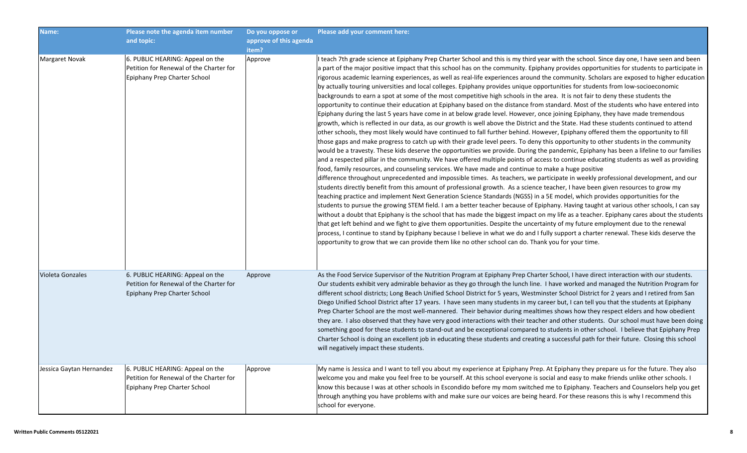| Name: | Please note the agenda item number and topic: | Do you oppose or approve of this agenda item? | Please add your comment here: |
|---|---|---|---|
| Margaret Novak | 6. PUBLIC HEARING: Appeal on the Petition for Renewal of the Charter for Epiphany Prep Charter School | Approve | I teach 7th grade science at Epiphany Prep Charter School and this is my third year with the school. Since day one, I have seen and been a part of the major positive impact that this school has on the community. Epiphany provides opportunities for students to participate in rigorous academic learning experiences, as well as real-life experiences around the community. Scholars are exposed to higher education by actually touring universities and local colleges. Epiphany provides unique opportunities for students from low-socioeconomic backgrounds to earn a spot at some of the most competitive high schools in the area. It is not fair to deny these students the opportunity to continue their education at Epiphany based on the distance from standard. Most of the students who have entered into Epiphany during the last 5 years have come in at below grade level. However, once joining Epiphany, they have made tremendous growth, which is reflected in our data, as our growth is well above the District and the State. Had these students continued to attend other schools, they most likely would have continued to fall further behind. However, Epiphany offered them the opportunity to fill those gaps and make progress to catch up with their grade level peers. To deny this opportunity to other students in the community would be a travesty. These kids deserve the opportunities we provide. During the pandemic, Epiphany has been a lifeline to our families and a respected pillar in the community. We have offered multiple points of access to continue educating students as well as providing food, family resources, and counseling services. We have made and continue to make a huge positive difference throughout unprecedented and impossible times. As teachers, we participate in weekly professional development, and our students directly benefit from this amount of professional growth. As a science teacher, I have been given resources to grow my teaching practice and implement Next Generation Science Standards (NGSS) in a 5E model, which provides opportunities for the students to pursue the growing STEM field. I am a better teacher because of Epiphany. Having taught at various other schools, I can say without a doubt that Epiphany is the school that has made the biggest impact on my life as a teacher. Epiphany cares about the students that get left behind and we fight to give them opportunities. Despite the uncertainty of my future employment due to the renewal process, I continue to stand by Epiphany because I believe in what we do and I fully support a charter renewal. These kids deserve the opportunity to grow that we can provide them like no other school can do. Thank you for your time. |
| Violeta Gonzales | 6. PUBLIC HEARING: Appeal on the Petition for Renewal of the Charter for Epiphany Prep Charter School | Approve | As the Food Service Supervisor of the Nutrition Program at Epiphany Prep Charter School, I have direct interaction with our students. Our students exhibit very admirable behavior as they go through the lunch line. I have worked and managed the Nutrition Program for different school districts; Long Beach Unified School District for 5 years, Westminster School District for 2 years and I retired from San Diego Unified School District after 17 years. I have seen many students in my career but, I can tell you that the students at Epiphany Prep Charter School are the most well-mannered. Their behavior during mealtimes shows how they respect elders and how obedient they are. I also observed that they have very good interactions with their teacher and other students. Our school must have been doing something good for these students to stand-out and be exceptional compared to students in other school. I believe that Epiphany Prep Charter School is doing an excellent job in educating these students and creating a successful path for their future. Closing this school will negatively impact these students. |
| Jessica Gaytan Hernandez | 6. PUBLIC HEARING: Appeal on the Petition for Renewal of the Charter for Epiphany Prep Charter School | Approve | My name is Jessica and I want to tell you about my experience at Epiphany Prep. At Epiphany they prepare us for the future. They also welcome you and make you feel free to be yourself. At this school everyone is social and easy to make friends unlike other schools. I know this because I was at other schools in Escondido before my mom switched me to Epiphany. Teachers and Counselors help you get through anything you have problems with and make sure our voices are being heard. For these reasons this is why I recommend this school for everyone. |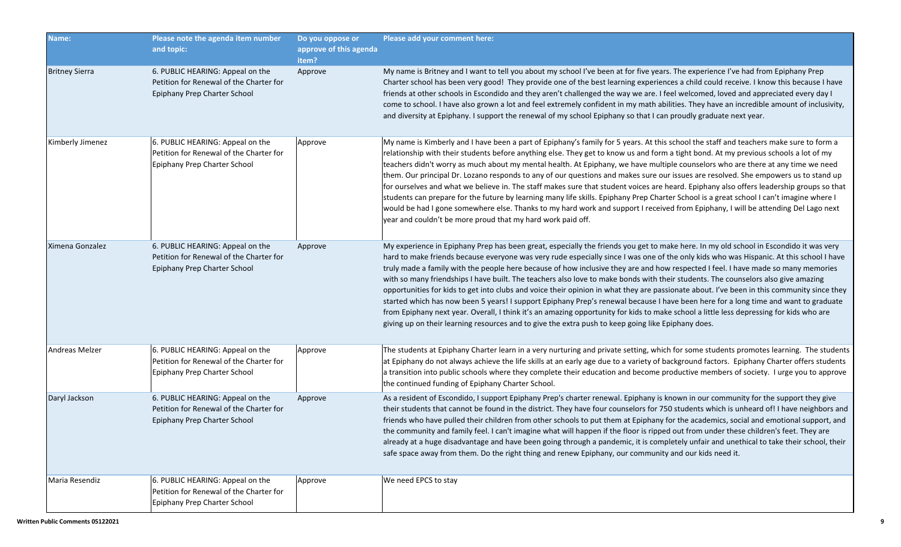| Name: | Please note the agenda item number and topic: | Do you oppose or approve of this agenda item? | Please add your comment here: |
|---|---|---|---|
| Britney Sierra | 6. PUBLIC HEARING: Appeal on the Petition for Renewal of the Charter for Epiphany Prep Charter School | Approve | My name is Britney and I want to tell you about my school I've been at for five years. The experience I've had from Epiphany Prep Charter school has been very good! They provide one of the best learning experiences a child could receive. I know this because I have friends at other schools in Escondido and they aren't challenged the way we are. I feel welcomed, loved and appreciated every day I come to school. I have also grown a lot and feel extremely confident in my math abilities. They have an incredible amount of inclusivity, and diversity at Epiphany. I support the renewal of my school Epiphany so that I can proudly graduate next year. |
| Kimberly Jimenez | 6. PUBLIC HEARING: Appeal on the Petition for Renewal of the Charter for Epiphany Prep Charter School | Approve | My name is Kimberly and I have been a part of Epiphany's family for 5 years. At this school the staff and teachers make sure to form a relationship with their students before anything else. They get to know us and form a tight bond. At my previous schools a lot of my teachers didn't worry as much about my mental health. At Epiphany, we have multiple counselors who are there at any time we need them. Our principal Dr. Lozano responds to any of our questions and makes sure our issues are resolved. She empowers us to stand up for ourselves and what we believe in. The staff makes sure that student voices are heard. Epiphany also offers leadership groups so that students can prepare for the future by learning many life skills. Epiphany Prep Charter School is a great school I can't imagine where I would be had I gone somewhere else. Thanks to my hard work and support I received from Epiphany, I will be attending Del Lago next year and couldn't be more proud that my hard work paid off. |
| Ximena Gonzalez | 6. PUBLIC HEARING: Appeal on the Petition for Renewal of the Charter for Epiphany Prep Charter School | Approve | My experience in Epiphany Prep has been great, especially the friends you get to make here. In my old school in Escondido it was very hard to make friends because everyone was very rude especially since I was one of the only kids who was Hispanic. At this school I have truly made a family with the people here because of how inclusive they are and how respected I feel. I have made so many memories with so many friendships I have built. The teachers also love to make bonds with their students. The counselors also give amazing opportunities for kids to get into clubs and voice their opinion in what they are passionate about. I've been in this community since they started which has now been 5 years! I support Epiphany Prep's renewal because I have been here for a long time and want to graduate from Epiphany next year. Overall, I think it's an amazing opportunity for kids to make school a little less depressing for kids who are giving up on their learning resources and to give the extra push to keep going like Epiphany does. |
| Andreas Melzer | 6. PUBLIC HEARING: Appeal on the Petition for Renewal of the Charter for Epiphany Prep Charter School | Approve | The students at Epiphany Charter learn in a very nurturing and private setting, which for some students promotes learning. The students at Epiphany do not always achieve the life skills at an early age due to a variety of background factors. Epiphany Charter offers students a transition into public schools where they complete their education and become productive members of society. I urge you to approve the continued funding of Epiphany Charter School. |
| Daryl Jackson | 6. PUBLIC HEARING: Appeal on the Petition for Renewal of the Charter for Epiphany Prep Charter School | Approve | As a resident of Escondido, I support Epiphany Prep's charter renewal. Epiphany is known in our community for the support they give their students that cannot be found in the district. They have four counselors for 750 students which is unheard of! I have neighbors and friends who have pulled their children from other schools to put them at Epiphany for the academics, social and emotional support, and the community and family feel. I can't imagine what will happen if the floor is ripped out from under these children's feet. They are already at a huge disadvantage and have been going through a pandemic, it is completely unfair and unethical to take their school, their safe space away from them. Do the right thing and renew Epiphany, our community and our kids need it. |
| Maria Resendiz | 6. PUBLIC HEARING: Appeal on the Petition for Renewal of the Charter for Epiphany Prep Charter School | Approve | We need EPCS to stay |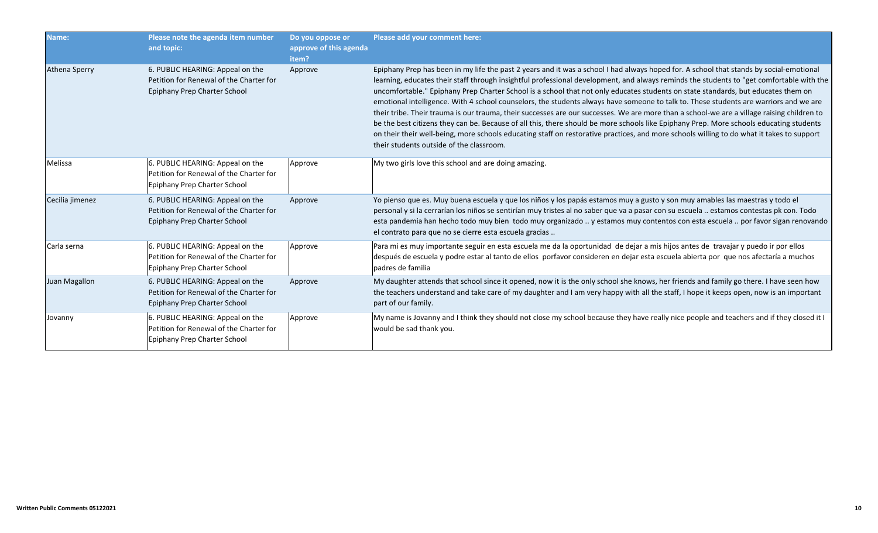| Name: | Please note the agenda item number and topic: | Do you oppose or approve of this agenda item? | Please add your comment here: |
|---|---|---|---|
| Athena Sperry | 6. PUBLIC HEARING: Appeal on the Petition for Renewal of the Charter for Epiphany Prep Charter School | Approve | Epiphany Prep has been in my life the past 2 years and it was a school I had always hoped for. A school that stands by social-emotional learning, educates their staff through insightful professional development, and always reminds the students to "get comfortable with the uncomfortable." Epiphany Prep Charter School is a school that not only educates students on state standards, but educates them on emotional intelligence. With 4 school counselors, the students always have someone to talk to. These students are warriors and we are their tribe. Their trauma is our trauma, their successes are our successes. We are more than a school-we are a village raising children to be the best citizens they can be. Because of all this, there should be more schools like Epiphany Prep. More schools educating students on their their well-being, more schools educating staff on restorative practices, and more schools willing to do what it takes to support their students outside of the classroom. |
| Melissa | 6. PUBLIC HEARING: Appeal on the Petition for Renewal of the Charter for Epiphany Prep Charter School | Approve | My two girls love this school and are doing amazing. |
| Cecilia jimenez | 6. PUBLIC HEARING: Appeal on the Petition for Renewal of the Charter for Epiphany Prep Charter School | Approve | Yo pienso que es. Muy buena escuela y que los niños y los papás estamos muy a gusto y son muy amables las maestras y todo el personal y si la cerrarían los niños se sentirían muy tristes al no saber que va a pasar con su escuela .. estamos contestas pk con. Todo esta pandemia han hecho todo muy bien todo muy organizado .. y estamos muy contentos con esta escuela .. por favor sigan renovando el contrato para que no se cierre esta escuela gracias .. |
| Carla serna | 6. PUBLIC HEARING: Appeal on the Petition for Renewal of the Charter for Epiphany Prep Charter School | Approve | Para mi es muy importante seguir en esta escuela me da la oportunidad de dejar a mis hijos antes de travajar y puedo ir por ellos después de escuela y podre estar al tanto de ellos porfavor consideren en dejar esta escuela abierta por que nos afectaría a muchos padres de familia |
| Juan Magallon | 6. PUBLIC HEARING: Appeal on the Petition for Renewal of the Charter for Epiphany Prep Charter School | Approve | My daughter attends that school since it opened, now it is the only school she knows, her friends and family go there. I have seen how the teachers understand and take care of my daughter and I am very happy with all the staff, I hope it keeps open, now is an important part of our family. |
| Jovanny | 6. PUBLIC HEARING: Appeal on the Petition for Renewal of the Charter for Epiphany Prep Charter School | Approve | My name is Jovanny and I think they should not close my school because they have really nice people and teachers and if they closed it I would be sad thank you. |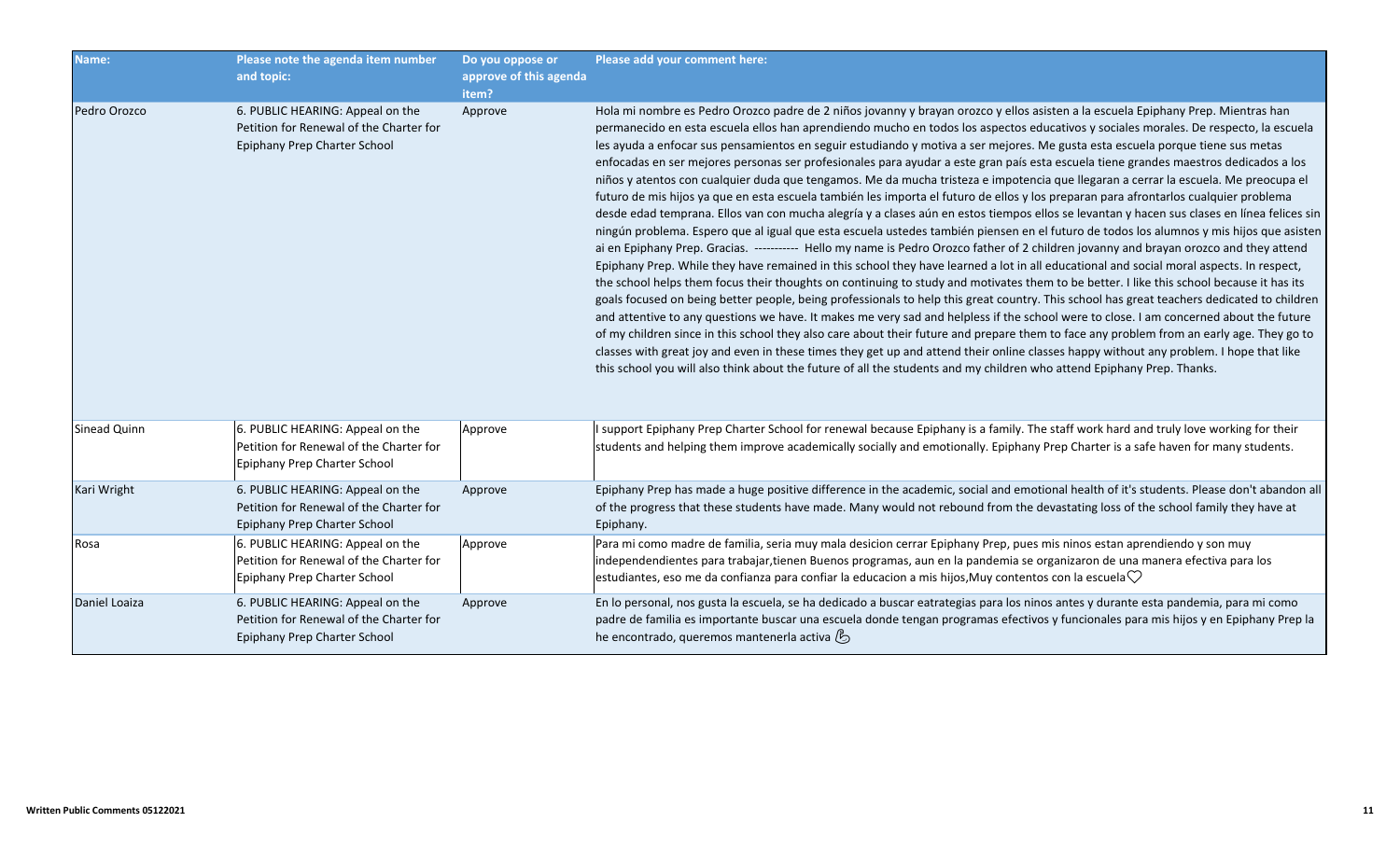| Name: | Please note the agenda item number and topic: | Do you oppose or approve of this agenda item? | Please add your comment here: |
| --- | --- | --- | --- |
| Pedro Orozco | 6. PUBLIC HEARING: Appeal on the Petition for Renewal of the Charter for Epiphany Prep Charter School | Approve | Hola mi nombre es Pedro Orozco padre de 2 niños jovanny y brayan orozco y ellos asisten a la escuela Epiphany Prep. Mientras han permanecido en esta escuela ellos han aprendiendo mucho en todos los aspectos educativos y sociales morales. De respecto, la escuela les ayuda a enfocar sus pensamientos en seguir estudiando y motiva a ser mejores. Me gusta esta escuela porque tiene sus metas enfocadas en ser mejores personas ser profesionales para ayudar a este gran país esta escuela tiene grandes maestros dedicados a los niños y atentos con cualquier duda que tengamos. Me da mucha tristeza e impotencia que llegaran a cerrar la escuela. Me preocupa el futuro de mis hijos ya que en esta escuela también les importa el futuro de ellos y los preparan para afrontarlos cualquier problema desde edad temprana. Ellos van con mucha alegría y a clases aún en estos tiempos ellos se levantan y hacen sus clases en línea felices sin ningún problema. Espero que al igual que esta escuela ustedes también piensen en el futuro de todos los alumnos y mis hijos que asisten ai en Epiphany Prep. Gracias. ----------- Hello my name is Pedro Orozco father of 2 children jovanny and brayan orozco and they attend Epiphany Prep. While they have remained in this school they have learned a lot in all educational and social moral aspects. In respect, the school helps them focus their thoughts on continuing to study and motivates them to be better. I like this school because it has its goals focused on being better people, being professionals to help this great country. This school has great teachers dedicated to children and attentive to any questions we have. It makes me very sad and helpless if the school were to close. I am concerned about the future of my children since in this school they also care about their future and prepare them to face any problem from an early age. They go to classes with great joy and even in these times they get up and attend their online classes happy without any problem. I hope that like this school you will also think about the future of all the students and my children who attend Epiphany Prep. Thanks. |
| Sinead Quinn | 6. PUBLIC HEARING: Appeal on the Petition for Renewal of the Charter for Epiphany Prep Charter School | Approve | I support Epiphany Prep Charter School for renewal because Epiphany is a family. The staff work hard and truly love working for their students and helping them improve academically socially and emotionally. Epiphany Prep Charter is a safe haven for many students. |
| Kari Wright | 6. PUBLIC HEARING: Appeal on the Petition for Renewal of the Charter for Epiphany Prep Charter School | Approve | Epiphany Prep has made a huge positive difference in the academic, social and emotional health of it's students. Please don't abandon all of the progress that these students have made. Many would not rebound from the devastating loss of the school family they have at Epiphany. |
| Rosa | 6. PUBLIC HEARING: Appeal on the Petition for Renewal of the Charter for Epiphany Prep Charter School | Approve | Para mi como madre de familia, seria muy mala desicion cerrar Epiphany Prep, pues mis ninos estan aprendiendo y son muy independendientes para trabajar,tienen Buenos programas, aun en la pandemia se organizaron de una manera efectiva para los estudiantes, eso me da confianza para confiar la educacion a mis hijos,Muy contentos con la escuela♡ |
| Daniel Loaiza | 6. PUBLIC HEARING: Appeal on the Petition for Renewal of the Charter for Epiphany Prep Charter School | Approve | En lo personal, nos gusta la escuela, se ha dedicado a buscar eatrategias para los ninos antes y durante esta pandemia, para mi como padre de familia es importante buscar una escuela donde tengan programas efectivos y funcionales para mis hijos y en Epiphany Prep la he encontrado, queremos mantenerla activa 💪 |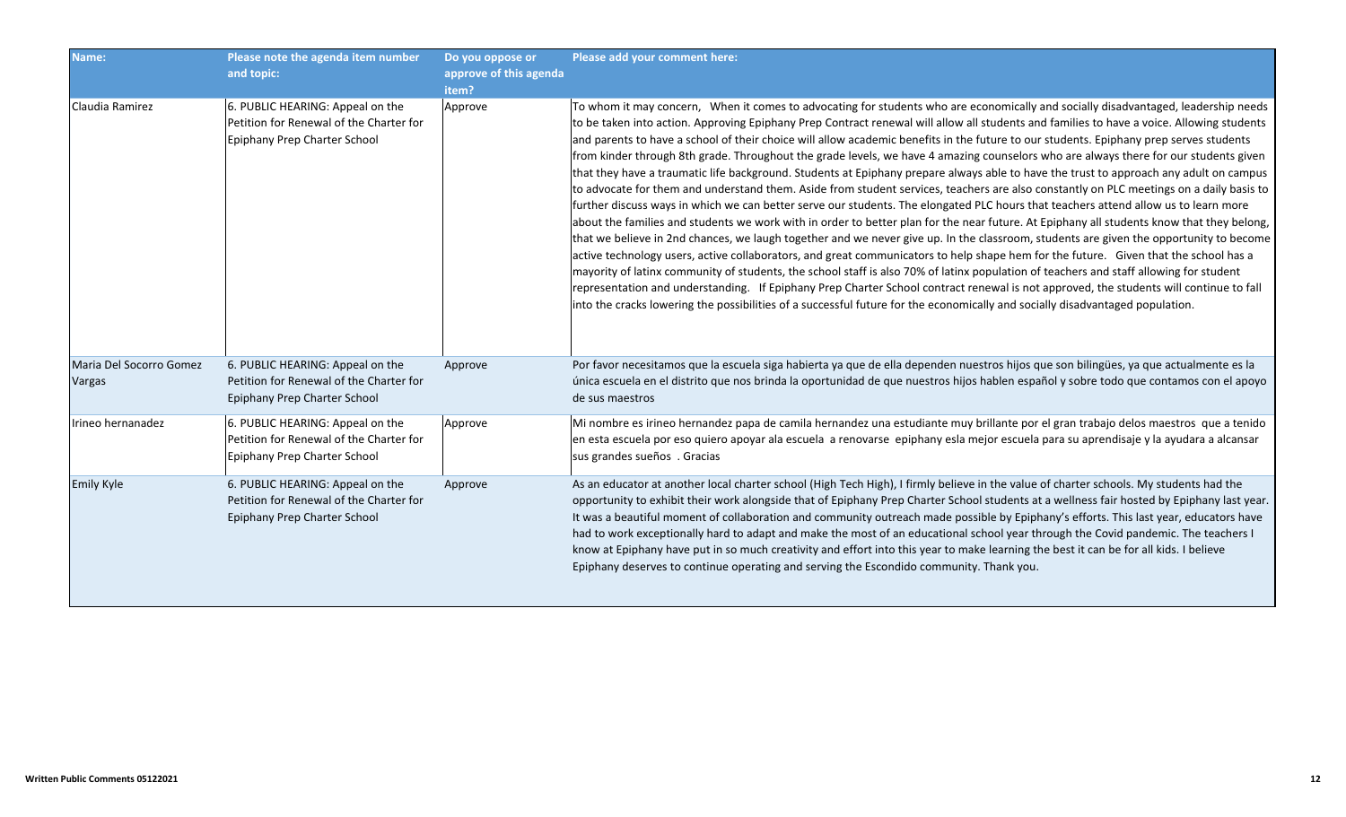| Name: | Please note the agenda item number and topic: | Do you oppose or approve of this agenda item? | Please add your comment here: |
| --- | --- | --- | --- |
| Claudia Ramirez | 6. PUBLIC HEARING: Appeal on the Petition for Renewal of the Charter for Epiphany Prep Charter School | Approve | To whom it may concern,  When it comes to advocating for students who are economically and socially disadvantaged, leadership needs to be taken into action. Approving Epiphany Prep Contract renewal will allow all students and families to have a voice. Allowing students and parents to have a school of their choice will allow academic benefits in the future to our students. Epiphany prep serves students from kinder through 8th grade. Throughout the grade levels, we have 4 amazing counselors who are always there for our students given that they have a traumatic life background. Students at Epiphany prepare always able to have the trust to approach any adult on campus to advocate for them and understand them. Aside from student services, teachers are also constantly on PLC meetings on a daily basis to further discuss ways in which we can better serve our students. The elongated PLC hours that teachers attend allow us to learn more about the families and students we work with in order to better plan for the near future. At Epiphany all students know that they belong, that we believe in 2nd chances, we laugh together and we never give up. In the classroom, students are given the opportunity to become active technology users, active collaborators, and great communicators to help shape hem for the future.  Given that the school has a majority of latinx community of students, the school staff is also 70% of latinx population of teachers and staff allowing for student representation and understanding.  If Epiphany Prep Charter School contract renewal is not approved, the students will continue to fall into the cracks lowering the possibilities of a successful future for the economically and socially disadvantaged population. |
| Maria Del Socorro Gomez Vargas | 6. PUBLIC HEARING: Appeal on the Petition for Renewal of the Charter for Epiphany Prep Charter School | Approve | Por favor necesitamos que la escuela siga habierta ya que de ella dependen nuestros hijos que son bilingües, ya que actualmente es la única escuela en el distrito que nos brinda la oportunidad de que nuestros hijos hablen español y sobre todo que contamos con el apoyo de sus maestros |
| Irineo hernanadez | 6. PUBLIC HEARING: Appeal on the Petition for Renewal of the Charter for Epiphany Prep Charter School | Approve | Mi nombre es irineo hernandez papa de camila hernandez una estudiante muy brillante por el gran trabajo delos maestros  que a tenido en esta escuela por eso quiero apoyar ala escuela  a renovarse  epiphany esla mejor escuela para su aprendisaje y la ayudara a alcansar sus grandes sueños  . Gracias |
| Emily Kyle | 6. PUBLIC HEARING: Appeal on the Petition for Renewal of the Charter for Epiphany Prep Charter School | Approve | As an educator at another local charter school (High Tech High), I firmly believe in the value of charter schools. My students had the opportunity to exhibit their work alongside that of Epiphany Prep Charter School students at a wellness fair hosted by Epiphany last year. It was a beautiful moment of collaboration and community outreach made possible by Epiphany's efforts. This last year, educators have had to work exceptionally hard to adapt and make the most of an educational school year through the Covid pandemic. The teachers I know at Epiphany have put in so much creativity and effort into this year to make learning the best it can be for all kids. I believe Epiphany deserves to continue operating and serving the Escondido community. Thank you. |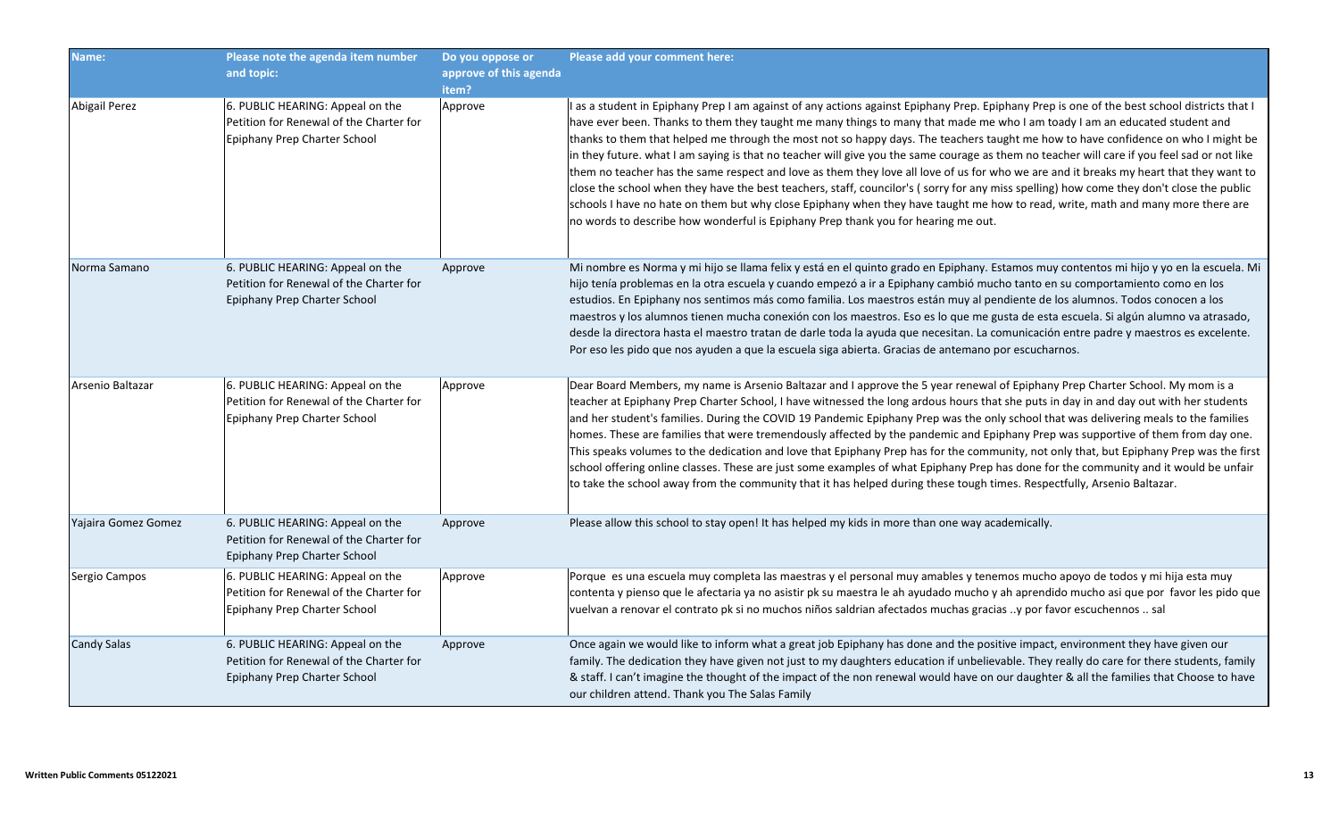| Name: | Please note the agenda item number and topic: | Do you oppose or approve of this agenda item? | Please add your comment here: |
|---|---|---|---|
| Abigail Perez | 6. PUBLIC HEARING: Appeal on the Petition for Renewal of the Charter for Epiphany Prep Charter School | Approve | I as a student in Epiphany Prep I am against of any actions against Epiphany Prep. Epiphany Prep is one of the best school districts that I have ever been. Thanks to them they taught me many things to many that made me who I am toady I am an educated student and thanks to them that helped me through the most not so happy days. The teachers taught me how to have confidence on who I might be in they future. what I am saying is that no teacher will give you the same courage as them no teacher will care if you feel sad or not like them no teacher has the same respect and love as them they love all love of us for who we are and it breaks my heart that they want to close the school when they have the best teachers, staff, councilor's ( sorry for any miss spelling) how come they don't close the public schools I have no hate on them but why close Epiphany when they have taught me how to read, write, math and many more there are no words to describe how wonderful is Epiphany Prep thank you for hearing me out. |
| Norma Samano | 6. PUBLIC HEARING: Appeal on the Petition for Renewal of the Charter for Epiphany Prep Charter School | Approve | Mi nombre es Norma y mi hijo se llama felix y está en el quinto grado en Epiphany. Estamos muy contentos mi hijo y yo en la escuela. Mi hijo tenía problemas en la otra escuela y cuando empezó a ir a Epiphany cambió mucho tanto en su comportamiento como en los estudios. En Epiphany nos sentimos más como familia. Los maestros están muy al pendiente de los alumnos. Todos conocen a los maestros y los alumnos tienen mucha conexión con los maestros. Eso es lo que me gusta de esta escuela. Si algún alumno va atrasado, desde la directora hasta el maestro tratan de darle toda la ayuda que necesitan. La comunicación entre padre y maestros es excelente. Por eso les pido que nos ayuden a que la escuela siga abierta. Gracias de antemano por escucharnos. |
| Arsenio Baltazar | 6. PUBLIC HEARING: Appeal on the Petition for Renewal of the Charter for Epiphany Prep Charter School | Approve | Dear Board Members, my name is Arsenio Baltazar and I approve the 5 year renewal of Epiphany Prep Charter School. My mom is a teacher at Epiphany Prep Charter School, I have witnessed the long ardous hours that she puts in day in and day out with her students and her student's families. During the COVID 19 Pandemic Epiphany Prep was the only school that was delivering meals to the families homes. These are families that were tremendously affected by the pandemic and Epiphany Prep was supportive of them from day one. This speaks volumes to the dedication and love that Epiphany Prep has for the community, not only that, but Epiphany Prep was the first school offering online classes. These are just some examples of what Epiphany Prep has done for the community and it would be unfair to take the school away from the community that it has helped during these tough times. Respectfully, Arsenio Baltazar. |
| Yajaira Gomez Gomez | 6. PUBLIC HEARING: Appeal on the Petition for Renewal of the Charter for Epiphany Prep Charter School | Approve | Please allow this school to stay open! It has helped my kids in more than one way academically. |
| Sergio Campos | 6. PUBLIC HEARING: Appeal on the Petition for Renewal of the Charter for Epiphany Prep Charter School | Approve | Porque es una escuela muy completa las maestras y el personal muy amables y tenemos mucho apoyo de todos y mi hija esta muy contenta y pienso que le afectaria ya no asistir pk su maestra le ah ayudado mucho y ah aprendido mucho asi que por favor les pido que vuelvan a renovar el contrato pk si no muchos niños saldrian afectados muchas gracias ..y por favor escuchennos .. sal |
| Candy Salas | 6. PUBLIC HEARING: Appeal on the Petition for Renewal of the Charter for Epiphany Prep Charter School | Approve | Once again we would like to inform what a great job Epiphany has done and the positive impact, environment they have given our family. The dedication they have given not just to my daughters education if unbelievable. They really do care for there students, family & staff. I can't imagine the thought of the impact of the non renewal would have on our daughter & all the families that Choose to have our children attend. Thank you The Salas Family |

Written Public Comments 05122021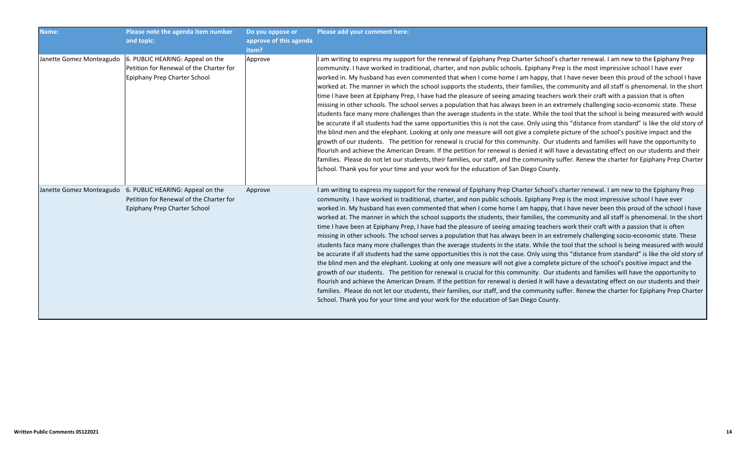| Name: | Please note the agenda item number and topic: | Do you oppose or approve of this agenda item? | Please add your comment here: |
|---|---|---|---|
| Janette Gomez Monteagudo | 6. PUBLIC HEARING: Appeal on the Petition for Renewal of the Charter for Epiphany Prep Charter School | Approve | I am writing to express my support for the renewal of Epiphany Prep Charter School's charter renewal. I am new to the Epiphany Prep community. I have worked in traditional, charter, and non public schools. Epiphany Prep is the most impressive school I have ever worked in. My husband has even commented that when I come home I am happy, that I have never been this proud of the school I have worked at. The manner in which the school supports the students, their families, the community and all staff is phenomenal. In the short time I have been at Epiphany Prep, I have had the pleasure of seeing amazing teachers work their craft with a passion that is often missing in other schools. The school serves a population that has always been in an extremely challenging socio-economic state. These students face many more challenges than the average students in the state. While the tool that the school is being measured with would be accurate if all students had the same opportunities this is not the case. Only using this "distance from standard" is like the old story of the blind men and the elephant. Looking at only one measure will not give a complete picture of the school's positive impact and the growth of our students. The petition for renewal is crucial for this community. Our students and families will have the opportunity to flourish and achieve the American Dream. If the petition for renewal is denied it will have a devastating effect on our students and their families. Please do not let our students, their families, our staff, and the community suffer. Renew the charter for Epiphany Prep Charter School. Thank you for your time and your work for the education of San Diego County. |
| Janette Gomez Monteagudo | 6. PUBLIC HEARING: Appeal on the Petition for Renewal of the Charter for Epiphany Prep Charter School | Approve | I am writing to express my support for the renewal of Epiphany Prep Charter School's charter renewal. I am new to the Epiphany Prep community. I have worked in traditional, charter, and non public schools. Epiphany Prep is the most impressive school I have ever worked in. My husband has even commented that when I come home I am happy, that I have never been this proud of the school I have worked at. The manner in which the school supports the students, their families, the community and all staff is phenomenal. In the short time I have been at Epiphany Prep, I have had the pleasure of seeing amazing teachers work their craft with a passion that is often missing in other schools. The school serves a population that has always been in an extremely challenging socio-economic state. These students face many more challenges than the average students in the state. While the tool that the school is being measured with would be accurate if all students had the same opportunities this is not the case. Only using this "distance from standard" is like the old story of the blind men and the elephant. Looking at only one measure will not give a complete picture of the school's positive impact and the growth of our students. The petition for renewal is crucial for this community. Our students and families will have the opportunity to flourish and achieve the American Dream. If the petition for renewal is denied it will have a devastating effect on our students and their families. Please do not let our students, their families, our staff, and the community suffer. Renew the charter for Epiphany Prep Charter School. Thank you for your time and your work for the education of San Diego County. |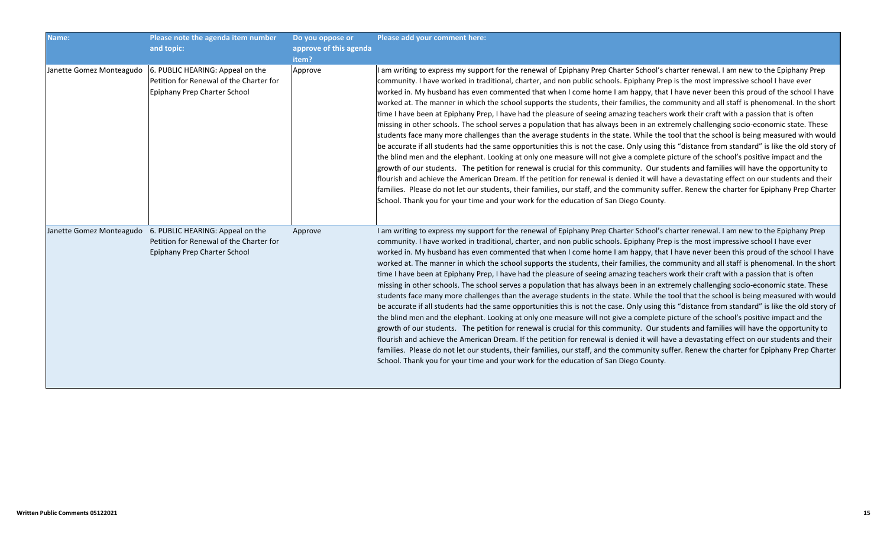| Name: | Please note the agenda item number and topic: | Do you oppose or approve of this agenda item? | Please add your comment here: |
|---|---|---|---|
| Janette Gomez Monteagudo | 6. PUBLIC HEARING: Appeal on the Petition for Renewal of the Charter for Epiphany Prep Charter School | Approve | I am writing to express my support for the renewal of Epiphany Prep Charter School's charter renewal. I am new to the Epiphany Prep community. I have worked in traditional, charter, and non public schools. Epiphany Prep is the most impressive school I have ever worked in. My husband has even commented that when I come home I am happy, that I have never been this proud of the school I have worked at. The manner in which the school supports the students, their families, the community and all staff is phenomenal. In the short time I have been at Epiphany Prep, I have had the pleasure of seeing amazing teachers work their craft with a passion that is often missing in other schools. The school serves a population that has always been in an extremely challenging socio-economic state. These students face many more challenges than the average students in the state. While the tool that the school is being measured with would be accurate if all students had the same opportunities this is not the case. Only using this "distance from standard" is like the old story of the blind men and the elephant. Looking at only one measure will not give a complete picture of the school's positive impact and the growth of our students. The petition for renewal is crucial for this community. Our students and families will have the opportunity to flourish and achieve the American Dream. If the petition for renewal is denied it will have a devastating effect on our students and their families. Please do not let our students, their families, our staff, and the community suffer. Renew the charter for Epiphany Prep Charter School. Thank you for your time and your work for the education of San Diego County. |
| Janette Gomez Monteagudo | 6. PUBLIC HEARING: Appeal on the Petition for Renewal of the Charter for Epiphany Prep Charter School | Approve | I am writing to express my support for the renewal of Epiphany Prep Charter School's charter renewal. I am new to the Epiphany Prep community. I have worked in traditional, charter, and non public schools. Epiphany Prep is the most impressive school I have ever worked in. My husband has even commented that when I come home I am happy, that I have never been this proud of the school I have worked at. The manner in which the school supports the students, their families, the community and all staff is phenomenal. In the short time I have been at Epiphany Prep, I have had the pleasure of seeing amazing teachers work their craft with a passion that is often missing in other schools. The school serves a population that has always been in an extremely challenging socio-economic state. These students face many more challenges than the average students in the state. While the tool that the school is being measured with would be accurate if all students had the same opportunities this is not the case. Only using this "distance from standard" is like the old story of the blind men and the elephant. Looking at only one measure will not give a complete picture of the school's positive impact and the growth of our students. The petition for renewal is crucial for this community. Our students and families will have the opportunity to flourish and achieve the American Dream. If the petition for renewal is denied it will have a devastating effect on our students and their families. Please do not let our students, their families, our staff, and the community suffer. Renew the charter for Epiphany Prep Charter School. Thank you for your time and your work for the education of San Diego County. |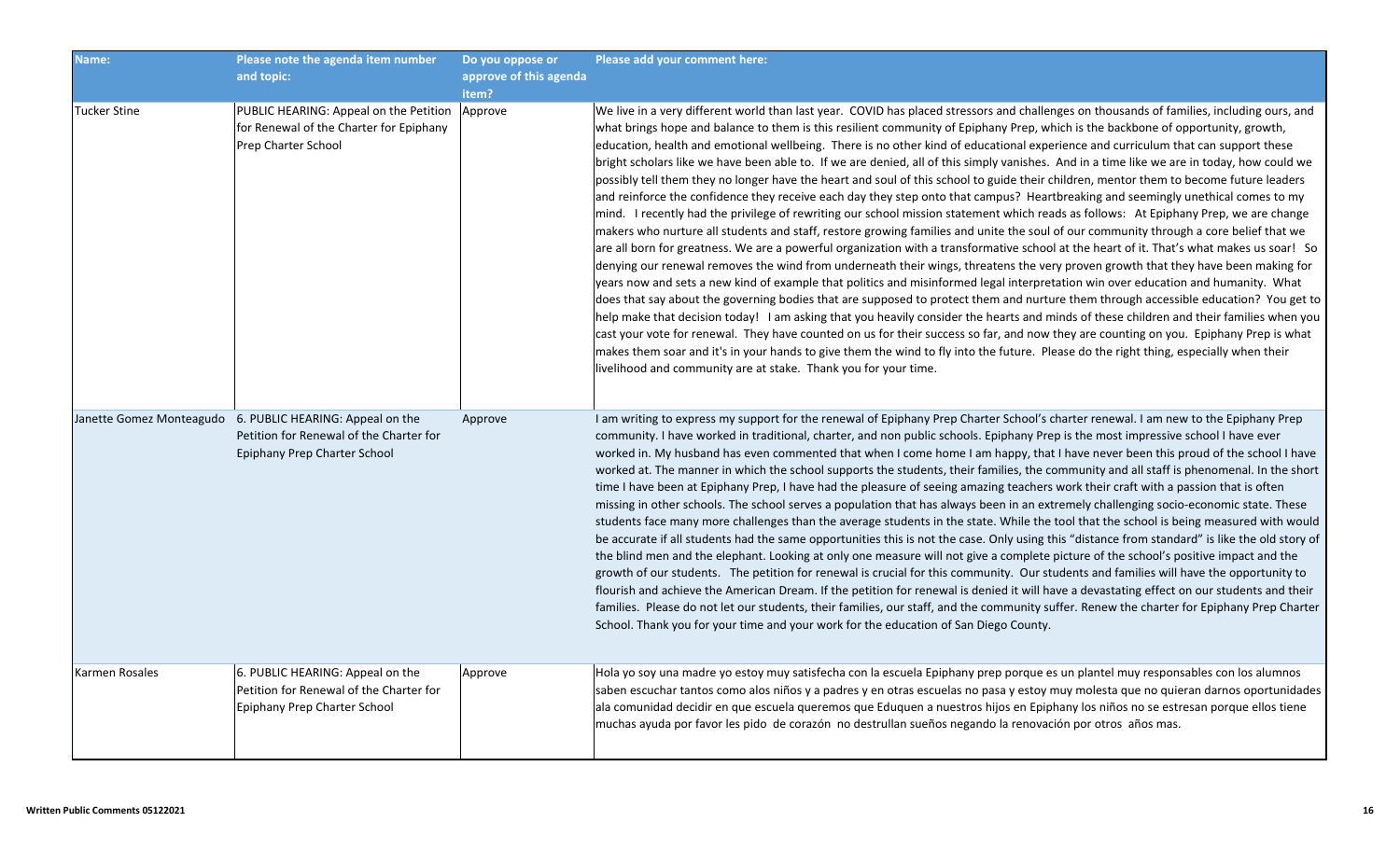| Name: | Please note the agenda item number and topic: | Do you oppose or approve of this agenda item? | Please add your comment here: |
| --- | --- | --- | --- |
| Tucker Stine | PUBLIC HEARING: Appeal on the Petition for Renewal of the Charter for Epiphany Prep Charter School | Approve | We live in a very different world than last year. COVID has placed stressors and challenges on thousands of families, including ours, and what brings hope and balance to them is this resilient community of Epiphany Prep, which is the backbone of opportunity, growth, education, health and emotional wellbeing. There is no other kind of educational experience and curriculum that can support these bright scholars like we have been able to. If we are denied, all of this simply vanishes. And in a time like we are in today, how could we possibly tell them they no longer have the heart and soul of this school to guide their children, mentor them to become future leaders and reinforce the confidence they receive each day they step onto that campus? Heartbreaking and seemingly unethical comes to my mind. I recently had the privilege of rewriting our school mission statement which reads as follows: At Epiphany Prep, we are change makers who nurture all students and staff, restore growing families and unite the soul of our community through a core belief that we are all born for greatness. We are a powerful organization with a transformative school at the heart of it. That's what makes us soar! So denying our renewal removes the wind from underneath their wings, threatens the very proven growth that they have been making for years now and sets a new kind of example that politics and misinformed legal interpretation win over education and humanity. What does that say about the governing bodies that are supposed to protect them and nurture them through accessible education? You get to help make that decision today! I am asking that you heavily consider the hearts and minds of these children and their families when you cast your vote for renewal. They have counted on us for their success so far, and now they are counting on you. Epiphany Prep is what makes them soar and it's in your hands to give them the wind to fly into the future. Please do the right thing, especially when their livelihood and community are at stake. Thank you for your time. |
| Janette Gomez Monteagudo | 6. PUBLIC HEARING: Appeal on the Petition for Renewal of the Charter for Epiphany Prep Charter School | Approve | I am writing to express my support for the renewal of Epiphany Prep Charter School's charter renewal. I am new to the Epiphany Prep community. I have worked in traditional, charter, and non public schools. Epiphany Prep is the most impressive school I have ever worked in. My husband has even commented that when I come home I am happy, that I have never been this proud of the school I have worked at. The manner in which the school supports the students, their families, the community and all staff is phenomenal. In the short time I have been at Epiphany Prep, I have had the pleasure of seeing amazing teachers work their craft with a passion that is often missing in other schools. The school serves a population that has always been in an extremely challenging socio-economic state. These students face many more challenges than the average students in the state. While the tool that the school is being measured with would be accurate if all students had the same opportunities this is not the case. Only using this "distance from standard" is like the old story of the blind men and the elephant. Looking at only one measure will not give a complete picture of the school's positive impact and the growth of our students. The petition for renewal is crucial for this community. Our students and families will have the opportunity to flourish and achieve the American Dream. If the petition for renewal is denied it will have a devastating effect on our students and their families. Please do not let our students, their families, our staff, and the community suffer. Renew the charter for Epiphany Prep Charter School. Thank you for your time and your work for the education of San Diego County. |
| Karmen Rosales | 6. PUBLIC HEARING: Appeal on the Petition for Renewal of the Charter for Epiphany Prep Charter School | Approve | Hola yo soy una madre yo estoy muy satisfecha con la escuela Epiphany prep porque es un plantel muy responsables con los alumnos saben escuchar tantos como alos niños y a padres y en otras escuelas no pasa y estoy muy molesta que no quieran darnos oportunidades ala comunidad decidir en que escuela queremos que Eduquen a nuestros hijos en Epiphany los niños no se estresan porque ellos tiene muchas ayuda por favor les pido de corazón no destrullan sueños negando la renovación por otros años mas. |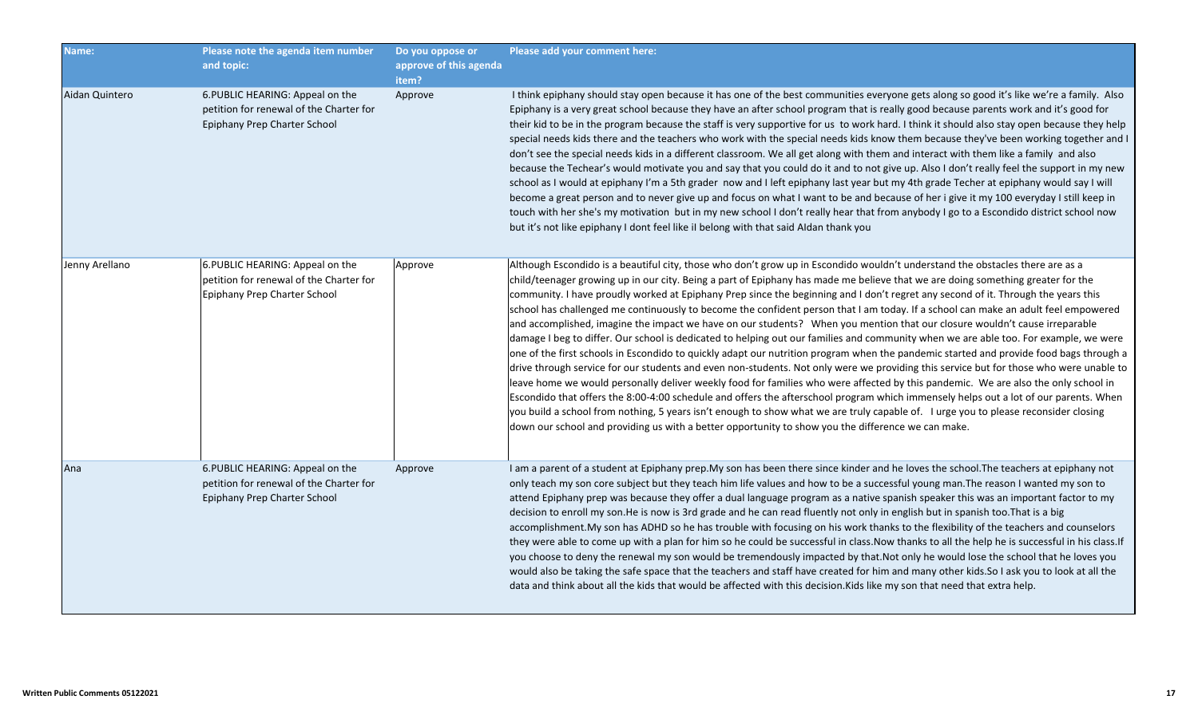| Name: | Please note the agenda item number and topic: | Do you oppose or approve of this agenda item? | Please add your comment here: |
|---|---|---|---|
| Aidan Quintero | 6.PUBLIC HEARING: Appeal on the petition for renewal of the Charter for Epiphany Prep Charter School | Approve | I think epiphany should stay open because it has one of the best communities everyone gets along so good it's like we're a family. Also Epiphany is a very great school because they have an after school program that is really good because parents work and it's good for their kid to be in the program because the staff is very supportive for us to work hard. I think it should also stay open because they help special needs kids there and the teachers who work with the special needs kids know them because they've been working together and I don't see the special needs kids in a different classroom. We all get along with them and interact with them like a family and also because the Techear's would motivate you and say that you could do it and to not give up. Also I don't really feel the support in my new school as I would at epiphany I'm a 5th grader now and I left epiphany last year but my 4th grade Techer at epiphany would say I will become a great person and to never give up and focus on what I want to be and because of her i give it my 100 everyday I still keep in touch with her she's my motivation but in my new school I don't really hear that from anybody I go to a Escondido district school now but it's not like epiphany I dont feel like il belong with that said Aldan thank you |
| Jenny Arellano | 6.PUBLIC HEARING: Appeal on the petition for renewal of the Charter for Epiphany Prep Charter School | Approve | Although Escondido is a beautiful city, those who don't grow up in Escondido wouldn't understand the obstacles there are as a child/teenager growing up in our city. Being a part of Epiphany has made me believe that we are doing something greater for the community. I have proudly worked at Epiphany Prep since the beginning and I don't regret any second of it. Through the years this school has challenged me continuously to become the confident person that I am today. If a school can make an adult feel empowered and accomplished, imagine the impact we have on our students? When you mention that our closure wouldn't cause irreparable damage I beg to differ. Our school is dedicated to helping out our families and community when we are able too. For example, we were one of the first schools in Escondido to quickly adapt our nutrition program when the pandemic started and provide food bags through a drive through service for our students and even non-students. Not only were we providing this service but for those who were unable to leave home we would personally deliver weekly food for families who were affected by this pandemic. We are also the only school in Escondido that offers the 8:00-4:00 schedule and offers the afterschool program which immensely helps out a lot of our parents. When you build a school from nothing, 5 years isn't enough to show what we are truly capable of. I urge you to please reconsider closing down our school and providing us with a better opportunity to show you the difference we can make. |
| Ana | 6.PUBLIC HEARING: Appeal on the petition for renewal of the Charter for Epiphany Prep Charter School | Approve | I am a parent of a student at Epiphany prep.My son has been there since kinder and he loves the school.The teachers at epiphany not only teach my son core subject but they teach him life values and how to be a successful young man.The reason I wanted my son to attend Epiphany prep was because they offer a dual language program as a native spanish speaker this was an important factor to my decision to enroll my son.He is now is 3rd grade and he can read fluently not only in english but in spanish too.That is a big accomplishment.My son has ADHD so he has trouble with focusing on his work thanks to the flexibility of the teachers and counselors they were able to come up with a plan for him so he could be successful in class.Now thanks to all the help he is successful in his class.If you choose to deny the renewal my son would be tremendously impacted by that.Not only he would lose the school that he loves you would also be taking the safe space that the teachers and staff have created for him and many other kids.So I ask you to look at all the data and think about all the kids that would be affected with this decision.Kids like my son that need that extra help. |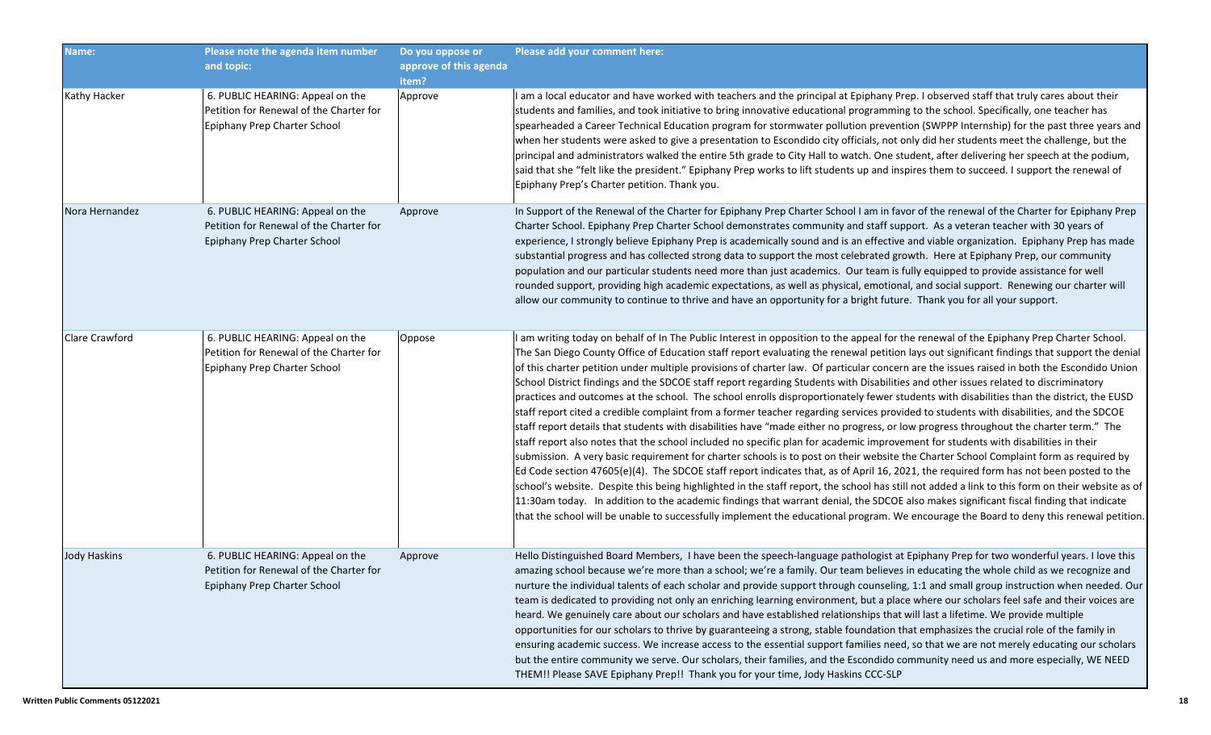| Name: | Please note the agenda item number and topic: | Do you oppose or approve of this agenda item? | Please add your comment here: |
|---|---|---|---|
| Kathy Hacker | 6. PUBLIC HEARING: Appeal on the Petition for Renewal of the Charter for Epiphany Prep Charter School | Approve | I am a local educator and have worked with teachers and the principal at Epiphany Prep. I observed staff that truly cares about their students and families, and took initiative to bring innovative educational programming to the school. Specifically, one teacher has spearheaded a Career Technical Education program for stormwater pollution prevention (SWPPP Internship) for the past three years and when her students were asked to give a presentation to Escondido city officials, not only did her students meet the challenge, but the principal and administrators walked the entire 5th grade to City Hall to watch. One student, after delivering her speech at the podium, said that she "felt like the president." Epiphany Prep works to lift students up and inspires them to succeed. I support the renewal of Epiphany Prep's Charter petition. Thank you. |
| Nora Hernandez | 6. PUBLIC HEARING: Appeal on the Petition for Renewal of the Charter for Epiphany Prep Charter School | Approve | In Support of the Renewal of the Charter for Epiphany Prep Charter School I am in favor of the renewal of the Charter for Epiphany Prep Charter School. Epiphany Prep Charter School demonstrates community and staff support. As a veteran teacher with 30 years of experience, I strongly believe Epiphany Prep is academically sound and is an effective and viable organization. Epiphany Prep has made substantial progress and has collected strong data to support the most celebrated growth. Here at Epiphany Prep, our community population and our particular students need more than just academics. Our team is fully equipped to provide assistance for well rounded support, providing high academic expectations, as well as physical, emotional, and social support. Renewing our charter will allow our community to continue to thrive and have an opportunity for a bright future. Thank you for all your support. |
| Clare Crawford | 6. PUBLIC HEARING: Appeal on the Petition for Renewal of the Charter for Epiphany Prep Charter School | Oppose | I am writing today on behalf of In The Public Interest in opposition to the appeal for the renewal of the Epiphany Prep Charter School. The San Diego County Office of Education staff report evaluating the renewal petition lays out significant findings that support the denial of this charter petition under multiple provisions of charter law. Of particular concern are the issues raised in both the Escondido Union School District findings and the SDCOE staff report regarding Students with Disabilities and other issues related to discriminatory practices and outcomes at the school. The school enrolls disproportionately fewer students with disabilities than the district, the EUSD staff report cited a credible complaint from a former teacher regarding services provided to students with disabilities, and the SDCOE staff report details that students with disabilities have "made either no progress, or low progress throughout the charter term." The staff report also notes that the school included no specific plan for academic improvement for students with disabilities in their submission. A very basic requirement for charter schools is to post on their website the Charter School Complaint form as required by Ed Code section 47605(e)(4). The SDCOE staff report indicates that, as of April 16, 2021, the required form has not been posted to the school's website. Despite this being highlighted in the staff report, the school has still not added a link to this form on their website as of 11:30am today. In addition to the academic findings that warrant denial, the SDCOE also makes significant fiscal finding that indicate that the school will be unable to successfully implement the educational program. We encourage the Board to deny this renewal petition. |
| Jody Haskins | 6. PUBLIC HEARING: Appeal on the Petition for Renewal of the Charter for Epiphany Prep Charter School | Approve | Hello Distinguished Board Members, I have been the speech-language pathologist at Epiphany Prep for two wonderful years. I love this amazing school because we're more than a school; we're a family. Our team believes in educating the whole child as we recognize and nurture the individual talents of each scholar and provide support through counseling, 1:1 and small group instruction when needed. Our team is dedicated to providing not only an enriching learning environment, but a place where our scholars feel safe and their voices are heard. We genuinely care about our scholars and have established relationships that will last a lifetime. We provide multiple opportunities for our scholars to thrive by guaranteeing a strong, stable foundation that emphasizes the crucial role of the family in ensuring academic success. We increase access to the essential support families need, so that we are not merely educating our scholars but the entire community we serve. Our scholars, their families, and the Escondido community need us and more especially, WE NEED THEM!! Please SAVE Epiphany Prep!! Thank you for your time, Jody Haskins CCC-SLP |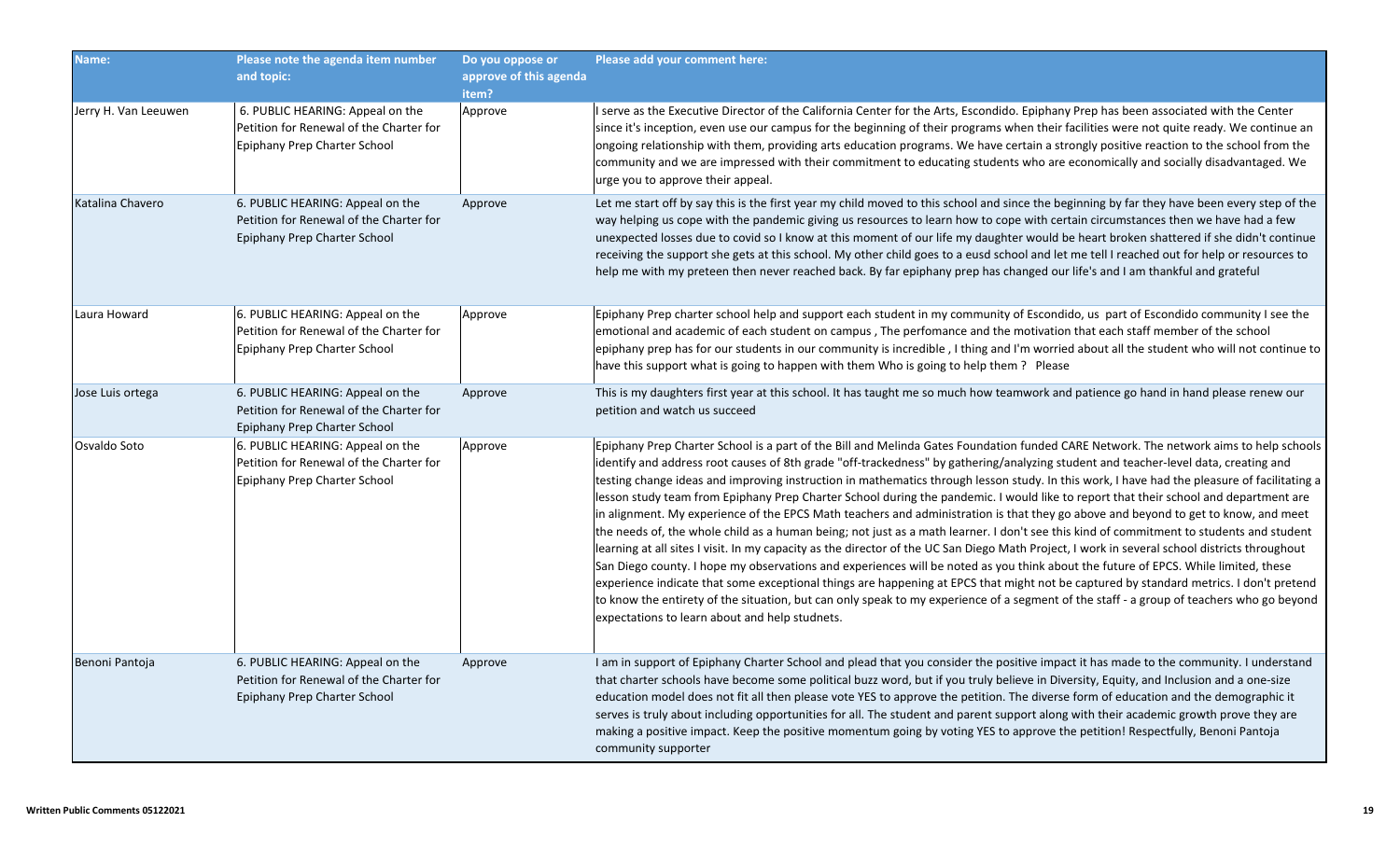| Name: | Please note the agenda item number and topic: | Do you oppose or approve of this agenda item? | Please add your comment here: |
|---|---|---|---|
| Jerry H. Van Leeuwen | 6. PUBLIC HEARING: Appeal on the Petition for Renewal of the Charter for Epiphany Prep Charter School | Approve | I serve as the Executive Director of the California Center for the Arts, Escondido. Epiphany Prep has been associated with the Center since it's inception, even use our campus for the beginning of their programs when their facilities were not quite ready. We continue an ongoing relationship with them, providing arts education programs. We have certain a strongly positive reaction to the school from the community and we are impressed with their commitment to educating students who are economically and socially disadvantaged. We urge you to approve their appeal. |
| Katalina Chavero | 6. PUBLIC HEARING: Appeal on the Petition for Renewal of the Charter for Epiphany Prep Charter School | Approve | Let me start off by say this is the first year my child moved to this school and since the beginning by far they have been every step of the way helping us cope with the pandemic giving us resources to learn how to cope with certain circumstances then we have had a few unexpected losses due to covid so I know at this moment of our life my daughter would be heart broken shattered if she didn't continue receiving the support she gets at this school. My other child goes to a eusd school and let me tell I reached out for help or resources to help me with my preteen then never reached back. By far epiphany prep has changed our life's and I am thankful and grateful |
| Laura Howard | 6. PUBLIC HEARING: Appeal on the Petition for Renewal of the Charter for Epiphany Prep Charter School | Approve | Epiphany Prep charter school help and support each student in my community of Escondido, us part of Escondido community I see the emotional and academic of each student on campus , The perfomance and the motivation that each staff member of the school epiphany prep has for our students in our community is incredible , I thing and I'm worried about all the student who will not continue to have this support what is going to happen with them Who is going to help them ? Please |
| Jose Luis ortega | 6. PUBLIC HEARING: Appeal on the Petition for Renewal of the Charter for Epiphany Prep Charter School | Approve | This is my daughters first year at this school. It has taught me so much how teamwork and patience go hand in hand please renew our petition and watch us succeed |
| Osvaldo Soto | 6. PUBLIC HEARING: Appeal on the Petition for Renewal of the Charter for Epiphany Prep Charter School | Approve | Epiphany Prep Charter School is a part of the Bill and Melinda Gates Foundation funded CARE Network. The network aims to help schools identify and address root causes of 8th grade "off-trackedness" by gathering/analyzing student and teacher-level data, creating and testing change ideas and improving instruction in mathematics through lesson study. In this work, I have had the pleasure of facilitating a lesson study team from Epiphany Prep Charter School during the pandemic. I would like to report that their school and department are in alignment. My experience of the EPCS Math teachers and administration is that they go above and beyond to get to know, and meet the needs of, the whole child as a human being; not just as a math learner. I don't see this kind of commitment to students and student learning at all sites I visit. In my capacity as the director of the UC San Diego Math Project, I work in several school districts throughout San Diego county. I hope my observations and experiences will be noted as you think about the future of EPCS. While limited, these experience indicate that some exceptional things are happening at EPCS that might not be captured by standard metrics. I don't pretend to know the entirety of the situation, but can only speak to my experience of a segment of the staff - a group of teachers who go beyond expectations to learn about and help studnets. |
| Benoni Pantoja | 6. PUBLIC HEARING: Appeal on the Petition for Renewal of the Charter for Epiphany Prep Charter School | Approve | I am in support of Epiphany Charter School and plead that you consider the positive impact it has made to the community. I understand that charter schools have become some political buzz word, but if you truly believe in Diversity, Equity, and Inclusion and a one-size education model does not fit all then please vote YES to approve the petition. The diverse form of education and the demographic it serves is truly about including opportunities for all. The student and parent support along with their academic growth prove they are making a positive impact. Keep the positive momentum going by voting YES to approve the petition! Respectfully, Benoni Pantoja community supporter |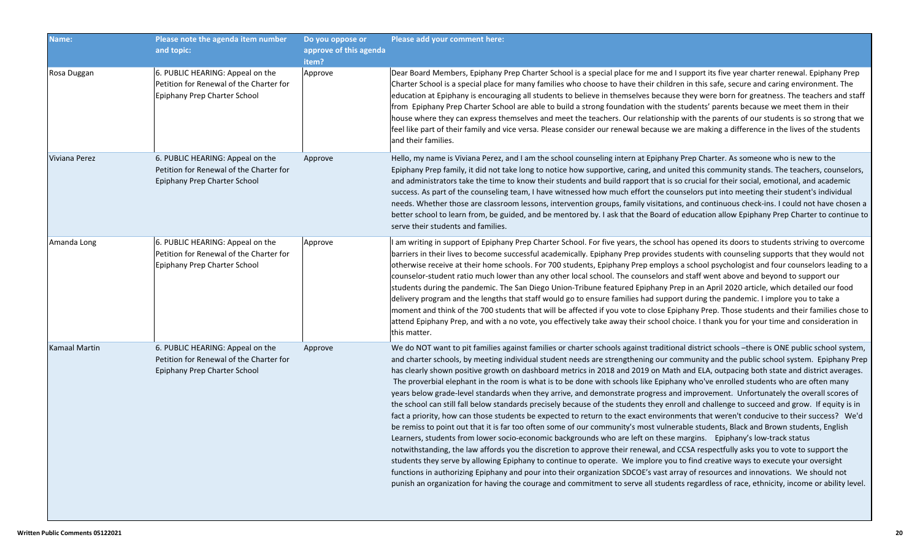| Name: | Please note the agenda item number and topic: | Do you oppose or approve of this agenda item? | Please add your comment here: |
|---|---|---|---|
| Rosa Duggan | 6. PUBLIC HEARING: Appeal on the Petition for Renewal of the Charter for Epiphany Prep Charter School | Approve | Dear Board Members, Epiphany Prep Charter School is a special place for me and I support its five year charter renewal. Epiphany Prep Charter School is a special place for many families who choose to have their children in this safe, secure and caring environment. The education at Epiphany is encouraging all students to believe in themselves because they were born for greatness. The teachers and staff from Epiphany Prep Charter School are able to build a strong foundation with the students' parents because we meet them in their house where they can express themselves and meet the teachers. Our relationship with the parents of our students is so strong that we feel like part of their family and vice versa. Please consider our renewal because we are making a difference in the lives of the students and their families. |
| Viviana Perez | 6. PUBLIC HEARING: Appeal on the Petition for Renewal of the Charter for Epiphany Prep Charter School | Approve | Hello, my name is Viviana Perez, and I am the school counseling intern at Epiphany Prep Charter. As someone who is new to the Epiphany Prep family, it did not take long to notice how supportive, caring, and united this community stands. The teachers, counselors, and administrators take the time to know their students and build rapport that is so crucial for their social, emotional, and academic success. As part of the counseling team, I have witnessed how much effort the counselors put into meeting their student's individual needs. Whether those are classroom lessons, intervention groups, family visitations, and continuous check-ins. I could not have chosen a better school to learn from, be guided, and be mentored by. I ask that the Board of education allow Epiphany Prep Charter to continue to serve their students and families. |
| Amanda Long | 6. PUBLIC HEARING: Appeal on the Petition for Renewal of the Charter for Epiphany Prep Charter School | Approve | I am writing in support of Epiphany Prep Charter School. For five years, the school has opened its doors to students striving to overcome barriers in their lives to become successful academically. Epiphany Prep provides students with counseling supports that they would not otherwise receive at their home schools. For 700 students, Epiphany Prep employs a school psychologist and four counselors leading to a counselor-student ratio much lower than any other local school. The counselors and staff went above and beyond to support our students during the pandemic. The San Diego Union-Tribune featured Epiphany Prep in an April 2020 article, which detailed our food delivery program and the lengths that staff would go to ensure families had support during the pandemic. I implore you to take a moment and think of the 700 students that will be affected if you vote to close Epiphany Prep. Those students and their families chose to attend Epiphany Prep, and with a no vote, you effectively take away their school choice. I thank you for your time and consideration in this matter. |
| Kamaal Martin | 6. PUBLIC HEARING: Appeal on the Petition for Renewal of the Charter for Epiphany Prep Charter School | Approve | We do NOT want to pit families against families or charter schools against traditional district schools –there is ONE public school system, and charter schools, by meeting individual student needs are strengthening our community and the public school system. Epiphany Prep has clearly shown positive growth on dashboard metrics in 2018 and 2019 on Math and ELA, outpacing both state and district averages. The proverbial elephant in the room is what is to be done with schools like Epiphany who've enrolled students who are often many years below grade-level standards when they arrive, and demonstrate progress and improvement. Unfortunately the overall scores of the school can still fall below standards precisely because of the students they enroll and challenge to succeed and grow. If equity is in fact a priority, how can those students be expected to return to the exact environments that weren't conducive to their success? We'd be remiss to point out that it is far too often some of our community's most vulnerable students, Black and Brown students, English Learners, students from lower socio-economic backgrounds who are left on these margins. Epiphany's low-track status notwithstanding, the law affords you the discretion to approve their renewal, and CCSA respectfully asks you to vote to support the students they serve by allowing Epiphany to continue to operate. We implore you to find creative ways to execute your oversight functions in authorizing Epiphany and pour into their organization SDCOE's vast array of resources and innovations. We should not punish an organization for having the courage and commitment to serve all students regardless of race, ethnicity, income or ability level. |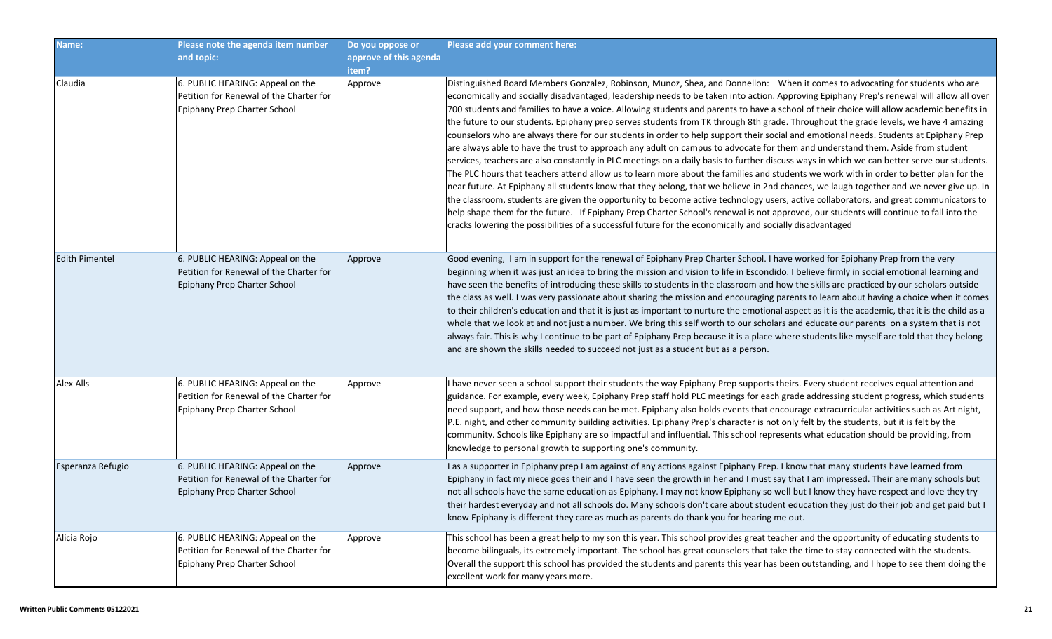| Name: | Please note the agenda item number and topic: | Do you oppose or approve of this agenda item? | Please add your comment here: |
|---|---|---|---|
| Claudia | 6. PUBLIC HEARING: Appeal on the Petition for Renewal of the Charter for Epiphany Prep Charter School | Approve | Distinguished Board Members Gonzalez, Robinson, Munoz, Shea, and Donnellon: When it comes to advocating for students who are economically and socially disadvantaged, leadership needs to be taken into action. Approving Epiphany Prep's renewal will allow all over 700 students and families to have a voice. Allowing students and parents to have a school of their choice will allow academic benefits in the future to our students. Epiphany prep serves students from TK through 8th grade. Throughout the grade levels, we have 4 amazing counselors who are always there for our students in order to help support their social and emotional needs. Students at Epiphany Prep are always able to have the trust to approach any adult on campus to advocate for them and understand them. Aside from student services, teachers are also constantly in PLC meetings on a daily basis to further discuss ways in which we can better serve our students. The PLC hours that teachers attend allow us to learn more about the families and students we work with in order to better plan for the near future. At Epiphany all students know that they belong, that we believe in 2nd chances, we laugh together and we never give up. In the classroom, students are given the opportunity to become active technology users, active collaborators, and great communicators to help shape them for the future. If Epiphany Prep Charter School's renewal is not approved, our students will continue to fall into the cracks lowering the possibilities of a successful future for the economically and socially disadvantaged |
| Edith Pimentel | 6. PUBLIC HEARING: Appeal on the Petition for Renewal of the Charter for Epiphany Prep Charter School | Approve | Good evening, I am in support for the renewal of Epiphany Prep Charter School. I have worked for Epiphany Prep from the very beginning when it was just an idea to bring the mission and vision to life in Escondido. I believe firmly in social emotional learning and have seen the benefits of introducing these skills to students in the classroom and how the skills are practiced by our scholars outside the class as well. I was very passionate about sharing the mission and encouraging parents to learn about having a choice when it comes to their children's education and that it is just as important to nurture the emotional aspect as it is the academic, that it is the child as a whole that we look at and not just a number. We bring this self worth to our scholars and educate our parents on a system that is not always fair. This is why I continue to be part of Epiphany Prep because it is a place where students like myself are told that they belong and are shown the skills needed to succeed not just as a student but as a person. |
| Alex Alls | 6. PUBLIC HEARING: Appeal on the Petition for Renewal of the Charter for Epiphany Prep Charter School | Approve | I have never seen a school support their students the way Epiphany Prep supports theirs. Every student receives equal attention and guidance. For example, every week, Epiphany Prep staff hold PLC meetings for each grade addressing student progress, which students need support, and how those needs can be met. Epiphany also holds events that encourage extracurricular activities such as Art night, P.E. night, and other community building activities. Epiphany Prep's character is not only felt by the students, but it is felt by the community. Schools like Epiphany are so impactful and influential. This school represents what education should be providing, from knowledge to personal growth to supporting one's community. |
| Esperanza Refugio | 6. PUBLIC HEARING: Appeal on the Petition for Renewal of the Charter for Epiphany Prep Charter School | Approve | I as a supporter in Epiphany prep I am against of any actions against Epiphany Prep. I know that many students have learned from Epiphany in fact my niece goes their and I have seen the growth in her and I must say that I am impressed. Their are many schools but not all schools have the same education as Epiphany. I may not know Epiphany so well but I know they have respect and love they try their hardest everyday and not all schools do. Many schools don't care about student education they just do their job and get paid but I know Epiphany is different they care as much as parents do thank you for hearing me out. |
| Alicia Rojo | 6. PUBLIC HEARING: Appeal on the Petition for Renewal of the Charter for Epiphany Prep Charter School | Approve | This school has been a great help to my son this year. This school provides great teacher and the opportunity of educating students to become bilinguals, its extremely important. The school has great counselors that take the time to stay connected with the students. Overall the support this school has provided the students and parents this year has been outstanding, and I hope to see them doing the excellent work for many years more. |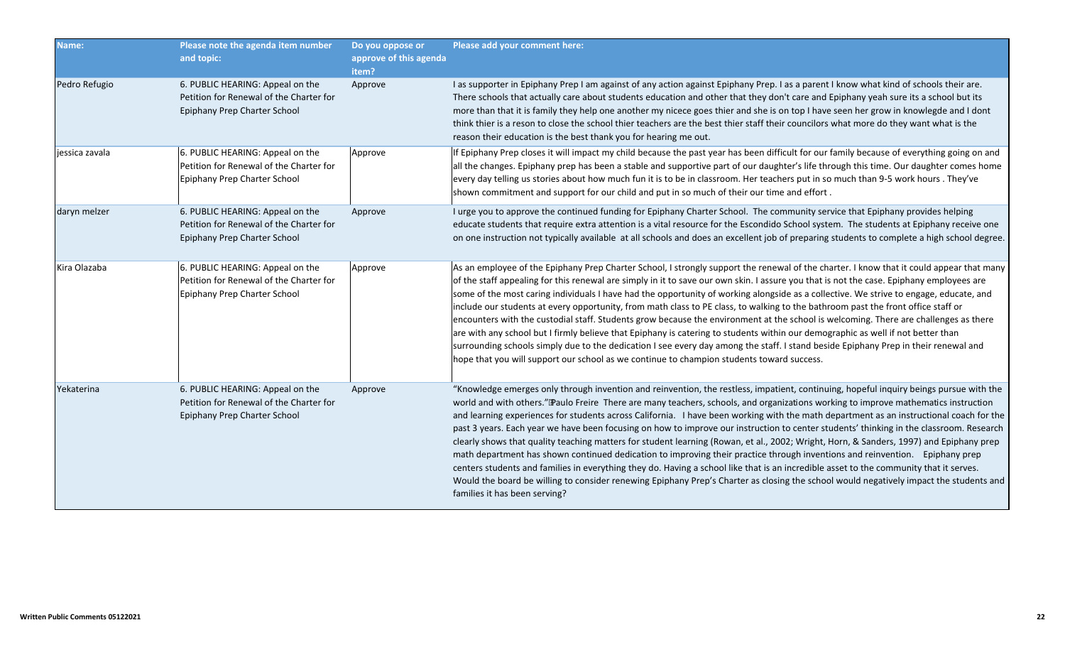| Name: | Please note the agenda item number and topic: | Do you oppose or approve of this agenda item? | Please add your comment here: |
|---|---|---|---|
| Pedro Refugio | 6. PUBLIC HEARING: Appeal on the Petition for Renewal of the Charter for Epiphany Prep Charter School | Approve | I as supporter in Epiphany Prep I am against of any action against Epiphany Prep. I as a parent I know what kind of schools their are. There schools that actually care about students education and other that they don't care and Epiphany yeah sure its a school but its more than that it is family they help one another my nicece goes thier and she is on top I have seen her grow in knowlegde and I dont think thier is a reson to close the school thier teachers are the best thier staff their councilors what more do they want what is the reason their education is the best thank you for hearing me out. |
| jessica zavala | 6. PUBLIC HEARING: Appeal on the Petition for Renewal of the Charter for Epiphany Prep Charter School | Approve | If Epiphany Prep closes it will impact my child because the past year has been difficult for our family because of everything going on and all the changes. Epiphany prep has been a stable and supportive part of our daughter's life through this time. Our daughter comes home every day telling us stories about how much fun it is to be in classroom. Her teachers put in so much than 9-5 work hours . They've shown commitment and support for our child and put in so much of their our time and effort . |
| daryn melzer | 6. PUBLIC HEARING: Appeal on the Petition for Renewal of the Charter for Epiphany Prep Charter School | Approve | I urge you to approve the continued funding for Epiphany Charter School. The community service that Epiphany provides helping educate students that require extra attention is a vital resource for the Escondido School system. The students at Epiphany receive one on one instruction not typically available at all schools and does an excellent job of preparing students to complete a high school degree. |
| Kira Olazaba | 6. PUBLIC HEARING: Appeal on the Petition for Renewal of the Charter for Epiphany Prep Charter School | Approve | As an employee of the Epiphany Prep Charter School, I strongly support the renewal of the charter. I know that it could appear that many of the staff appealing for this renewal are simply in it to save our own skin. I assure you that is not the case. Epiphany employees are some of the most caring individuals I have had the opportunity of working alongside as a collective. We strive to engage, educate, and include our students at every opportunity, from math class to PE class, to walking to the bathroom past the front office staff or encounters with the custodial staff. Students grow because the environment at the school is welcoming. There are challenges as there are with any school but I firmly believe that Epiphany is catering to students within our demographic as well if not better than surrounding schools simply due to the dedication I see every day among the staff. I stand beside Epiphany Prep in their renewal and hope that you will support our school as we continue to champion students toward success. |
| Yekaterina | 6. PUBLIC HEARING: Appeal on the Petition for Renewal of the Charter for Epiphany Prep Charter School | Approve | "Knowledge emerges only through invention and reinvention, the restless, impatient, continuing, hopeful inquiry beings pursue with the world and with others."Paulo Freire There are many teachers, schools, and organizations working to improve mathematics instruction and learning experiences for students across California. I have been working with the math department as an instructional coach for the past 3 years. Each year we have been focusing on how to improve our instruction to center students' thinking in the classroom. Research clearly shows that quality teaching matters for student learning (Rowan, et al., 2002; Wright, Horn, & Sanders, 1997) and Epiphany prep math department has shown continued dedication to improving their practice through inventions and reinvention. Epiphany prep centers students and families in everything they do. Having a school like that is an incredible asset to the community that it serves. Would the board be willing to consider renewing Epiphany Prep's Charter as closing the school would negatively impact the students and families it has been serving? |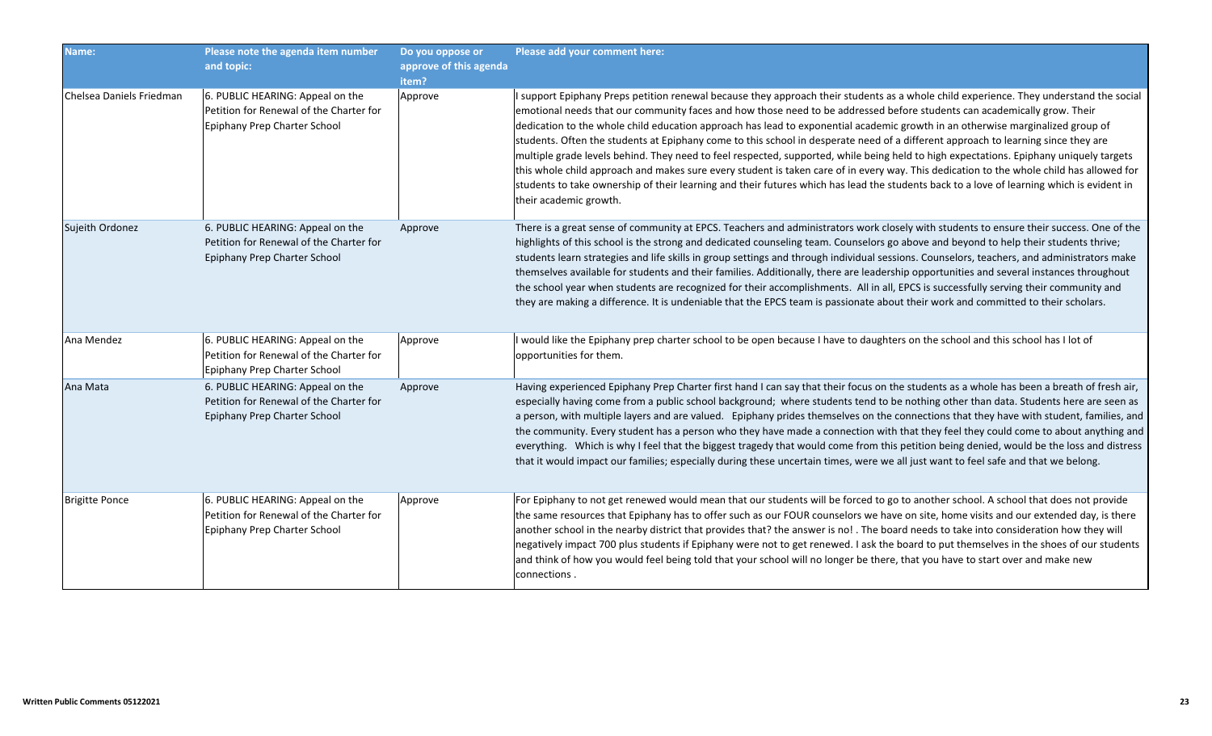| Name: | Please note the agenda item number and topic: | Do you oppose or approve of this agenda item? | Please add your comment here: |
|---|---|---|---|
| Chelsea Daniels Friedman | 6. PUBLIC HEARING: Appeal on the Petition for Renewal of the Charter for Epiphany Prep Charter School | Approve | I support Epiphany Preps petition renewal because they approach their students as a whole child experience. They understand the social emotional needs that our community faces and how those need to be addressed before students can academically grow. Their dedication to the whole child education approach has lead to exponential academic growth in an otherwise marginalized group of students. Often the students at Epiphany come to this school in desperate need of a different approach to learning since they are multiple grade levels behind. They need to feel respected, supported, while being held to high expectations. Epiphany uniquely targets this whole child approach and makes sure every student is taken care of in every way. This dedication to the whole child has allowed for students to take ownership of their learning and their futures which has lead the students back to a love of learning which is evident in their academic growth. |
| Sujeith Ordonez | 6. PUBLIC HEARING: Appeal on the Petition for Renewal of the Charter for Epiphany Prep Charter School | Approve | There is a great sense of community at EPCS. Teachers and administrators work closely with students to ensure their success. One of the highlights of this school is the strong and dedicated counseling team. Counselors go above and beyond to help their students thrive; students learn strategies and life skills in group settings and through individual sessions. Counselors, teachers, and administrators make themselves available for students and their families. Additionally, there are leadership opportunities and several instances throughout the school year when students are recognized for their accomplishments. All in all, EPCS is successfully serving their community and they are making a difference. It is undeniable that the EPCS team is passionate about their work and committed to their scholars. |
| Ana Mendez | 6. PUBLIC HEARING: Appeal on the Petition for Renewal of the Charter for Epiphany Prep Charter School | Approve | I would like the Epiphany prep charter school to be open because I have to daughters on the school and this school has I lot of opportunities for them. |
| Ana Mata | 6. PUBLIC HEARING: Appeal on the Petition for Renewal of the Charter for Epiphany Prep Charter School | Approve | Having experienced Epiphany Prep Charter first hand I can say that their focus on the students as a whole has been a breath of fresh air, especially having come from a public school background; where students tend to be nothing other than data. Students here are seen as a person, with multiple layers and are valued. Epiphany prides themselves on the connections that they have with student, families, and the community. Every student has a person who they have made a connection with that they feel they could come to about anything and everything. Which is why I feel that the biggest tragedy that would come from this petition being denied, would be the loss and distress that it would impact our families; especially during these uncertain times, were we all just want to feel safe and that we belong. |
| Brigitte Ponce | 6. PUBLIC HEARING: Appeal on the Petition for Renewal of the Charter for Epiphany Prep Charter School | Approve | For Epiphany to not get renewed would mean that our students will be forced to go to another school. A school that does not provide the same resources that Epiphany has to offer such as our FOUR counselors we have on site, home visits and our extended day, is there another school in the nearby district that provides that? the answer is no! . The board needs to take into consideration how they will negatively impact 700 plus students if Epiphany were not to get renewed. I ask the board to put themselves in the shoes of our students and think of how you would feel being told that your school will no longer be there, that you have to start over and make new connections . |

Written Public Comments 05122021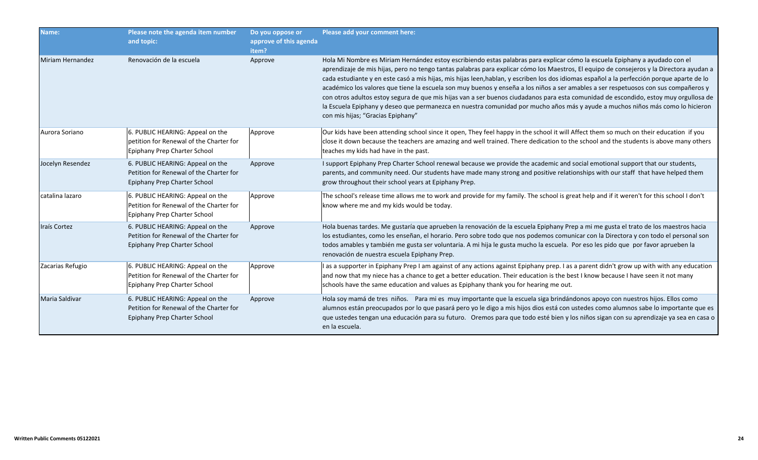| Name: | Please note the agenda item number and topic: | Do you oppose or approve of this agenda item? | Please add your comment here: |
|---|---|---|---|
| Miriam Hernandez | Renovación de la escuela | Approve | Hola Mi Nombre es Miriam Hernández estoy escribiendo estas palabras para explicar cómo la escuela Epiphany a ayudado con el aprendizaje de mis hijas, pero no tengo tantas palabras para explicar cómo los Maestros, El equipo de consejeros y la Directora ayudan a cada estudiante y en este casó a mis hijas, mis hijas leen,hablan, y escriben los dos idiomas español a la perfección porque aparte de lo académico los valores que tiene la escuela son muy buenos y enseña a los niños a ser amables a ser respetuosos con sus compañeros y con otros adultos estoy segura de que mis hijas van a ser buenos ciudadanos para esta comunidad de escondido, estoy muy orgullosa de la Escuela Epiphany y deseo que permanezca en nuestra comunidad por mucho años más y ayude a muchos niños más como lo hicieron con mis hijas; "Gracias Epiphany" |
| Aurora Soriano | 6. PUBLIC HEARING: Appeal on the petition for Renewal of the Charter for Epiphany Prep Charter School | Approve | Our kids have been attending school since it open, They feel happy in the school it will Affect them so much on their education if you close it down because the teachers are amazing and well trained. There dedication to the school and the students is above many others teaches my kids had have in the past. |
| Jocelyn Resendez | 6. PUBLIC HEARING: Appeal on the Petition for Renewal of the Charter for Epiphany Prep Charter School | Approve | I support Epiphany Prep Charter School renewal because we provide the academic and social emotional support that our students, parents, and community need. Our students have made many strong and positive relationships with our staff that have helped them grow throughout their school years at Epiphany Prep. |
| catalina lazaro | 6. PUBLIC HEARING: Appeal on the Petition for Renewal of the Charter for Epiphany Prep Charter School | Approve | The school's release time allows me to work and provide for my family. The school is great help and if it weren't for this school I don't know where me and my kids would be today. |
| Iraís Cortez | 6. PUBLIC HEARING: Appeal on the Petition for Renewal of the Charter for Epiphany Prep Charter School | Approve | Hola buenas tardes. Me gustaría que aprueben la renovación de la escuela Epiphany Prep a mi me gusta el trato de los maestros hacia los estudiantes, como les enseñan, el horario. Pero sobre todo que nos podemos comunicar con la Directora y con todo el personal son todos amables y también me gusta ser voluntaria. A mi hija le gusta mucho la escuela. Por eso les pido que por favor aprueben la renovación de nuestra escuela Epiphany Prep. |
| Zacarias Refugio | 6. PUBLIC HEARING: Appeal on the Petition for Renewal of the Charter for Epiphany Prep Charter School | Approve | I as a supporter in Epiphany Prep I am against of any actions against Epiphany prep. I as a parent didn't grow up with with any education and now that my niece has a chance to get a better education. Their education is the best I know because I have seen it not many schools have the same education and values as Epiphany thank you for hearing me out. |
| Maria Saldivar | 6. PUBLIC HEARING: Appeal on the Petition for Renewal of the Charter for Epiphany Prep Charter School | Approve | Hola soy mamá de tres niños. Para mi es muy importante que la escuela siga brindándonos apoyo con nuestros hijos. Ellos como alumnos están preocupados por lo que pasará pero yo le digo a mis hijos dios está con ustedes como alumnos sabe lo importante que es que ustedes tengan una educación para su futuro. Oremos para que todo esté bien y los niños sigan con su aprendizaje ya sea en casa o en la escuela. |